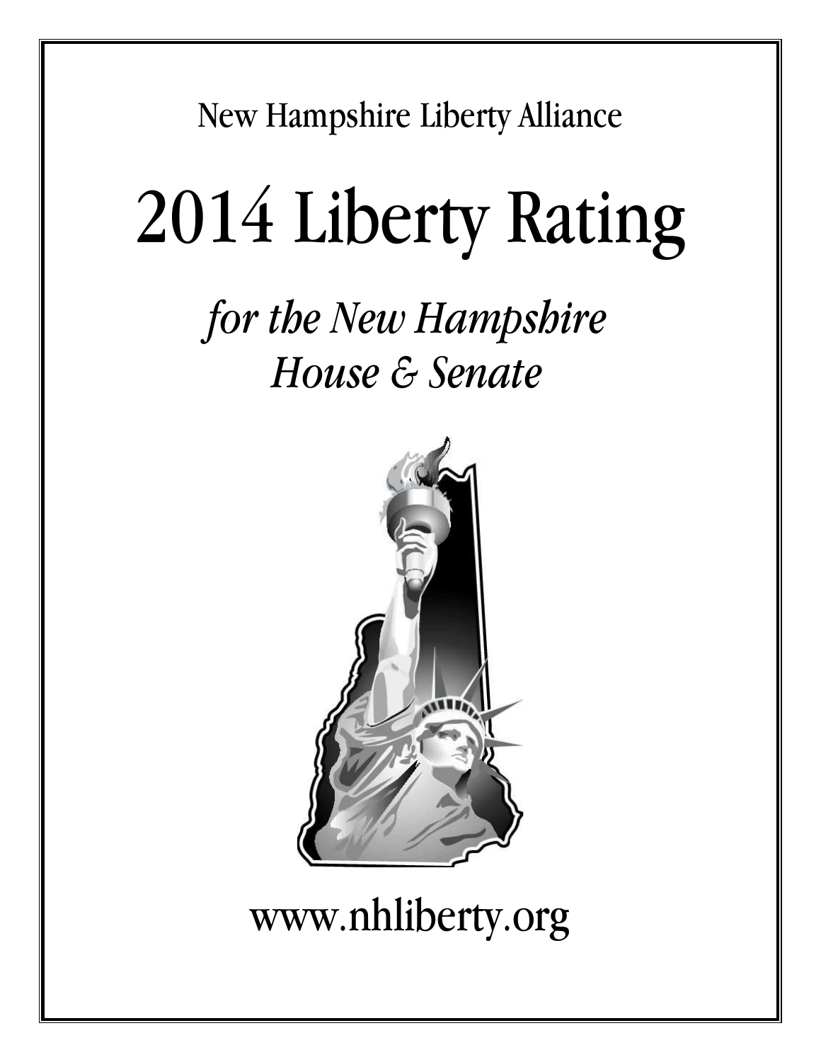New Hampshire Liberty Alliance

# 2014 Liberty Rating

## *for the New Hampshire House & Senate*

www.nhliberty.org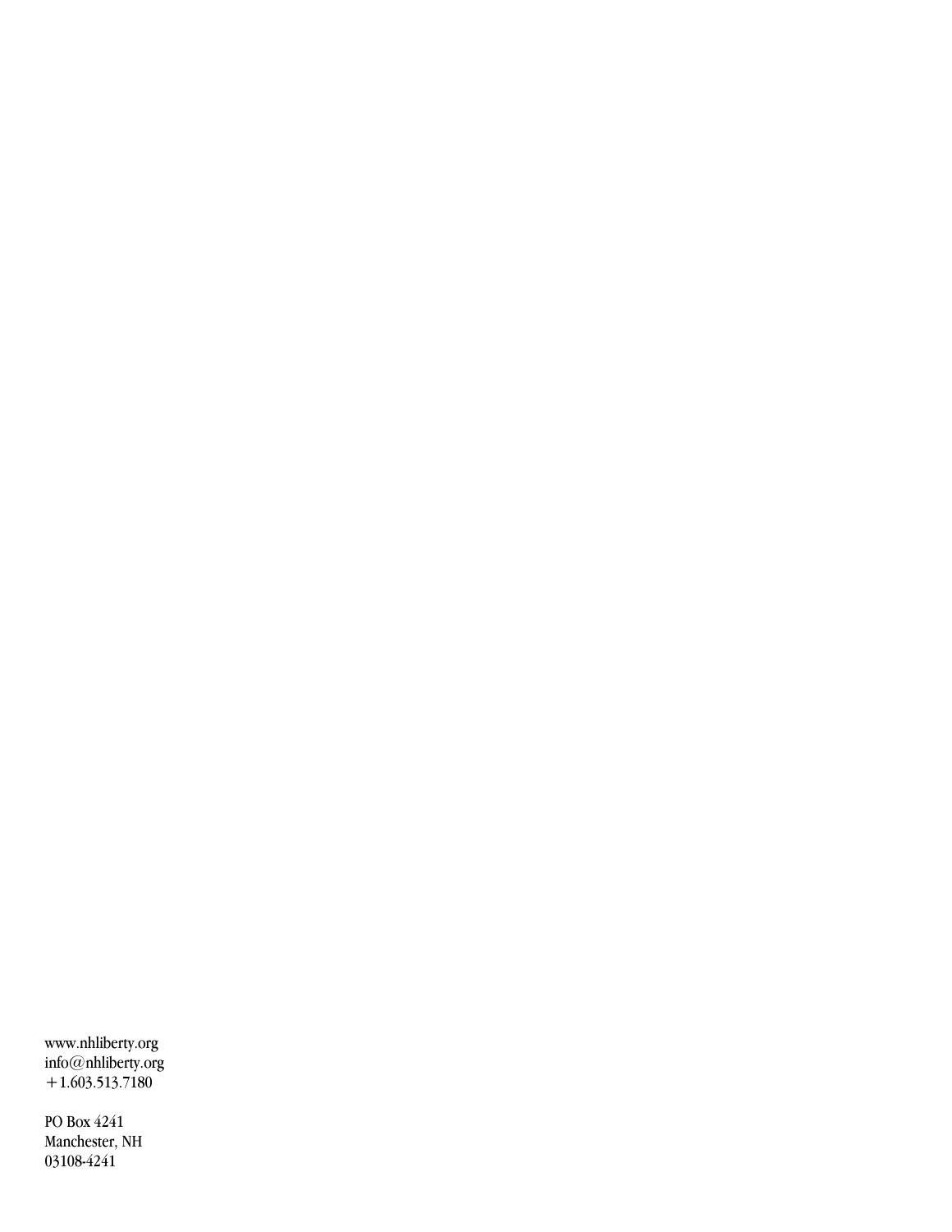www.nhliberty.org
info@nhliberty.org
+1.603.513.7180

PO Box 4241
Manchester, NH
03108-4241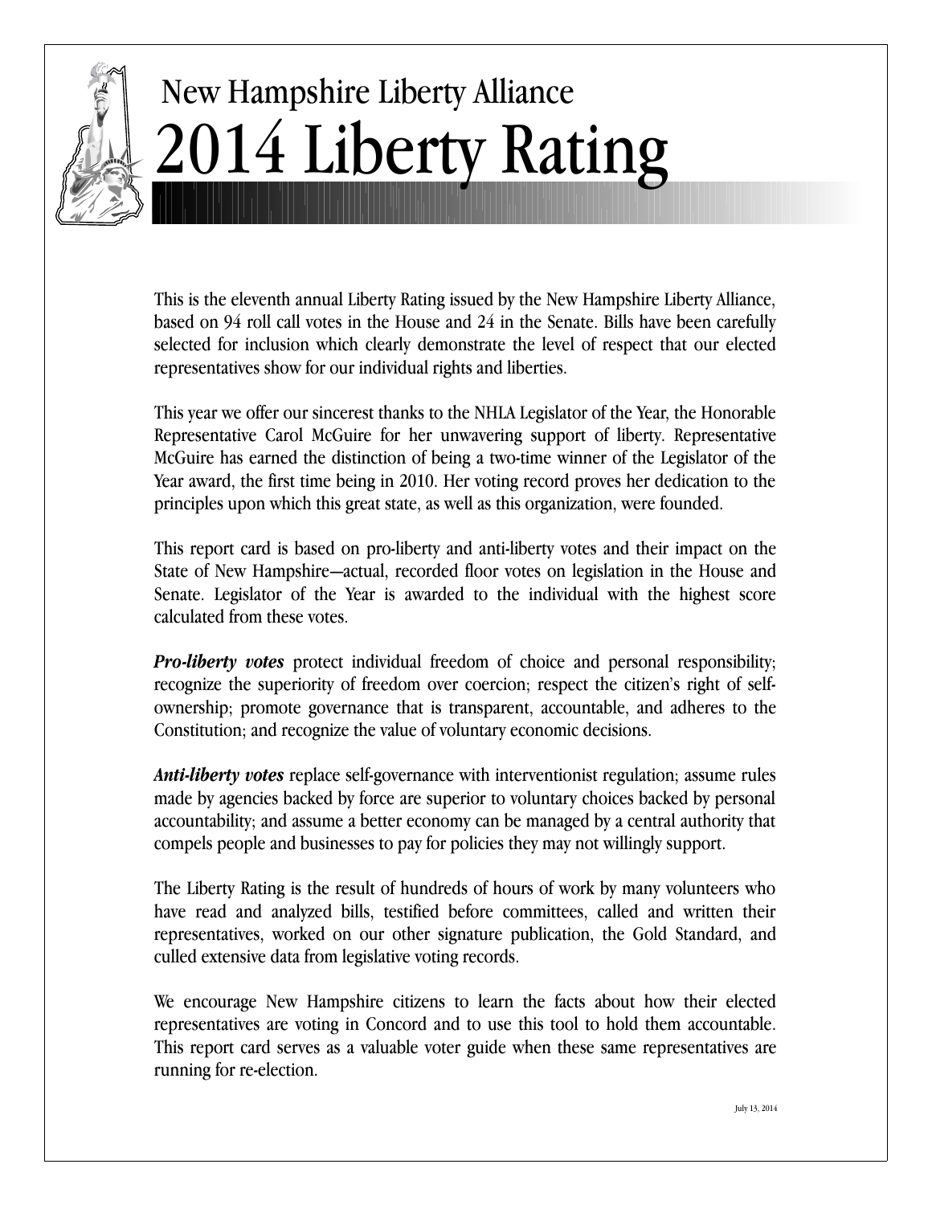## New Hampshire Liberty Alliance

# 2014 Liberty Rating

This is the eleventh annual Liberty Rating issued by the New Hampshire Liberty Alliance, based on 94 roll call votes in the House and 24 in the Senate. Bills have been carefully selected for inclusion which clearly demonstrate the level of respect that our elected representatives show for our individual rights and liberties.

This year we offer our sincerest thanks to the NHLA Legislator of the Year, the Honorable Representative Carol McGuire for her unwavering support of liberty. Representative McGuire has earned the distinction of being a two-time winner of the Legislator of the Year award, the first time being in 2010. Her voting record proves her dedication to the principles upon which this great state, as well as this organization, were founded.

This report card is based on pro-liberty and anti-liberty votes and their impact on the State of New Hampshire—actual, recorded floor votes on legislation in the House and Senate. Legislator of the Year is awarded to the individual with the highest score calculated from these votes.

***Pro-liberty votes*** protect individual freedom of choice and personal responsibility; recognize the superiority of freedom over coercion; respect the citizen's right of self-ownership; promote governance that is transparent, accountable, and adheres to the Constitution; and recognize the value of voluntary economic decisions.

***Anti-liberty votes*** replace self-governance with interventionist regulation; assume rules made by agencies backed by force are superior to voluntary choices backed by personal accountability; and assume a better economy can be managed by a central authority that compels people and businesses to pay for policies they may not willingly support.

The Liberty Rating is the result of hundreds of hours of work by many volunteers who have read and analyzed bills, testified before committees, called and written their representatives, worked on our other signature publication, the Gold Standard, and culled extensive data from legislative voting records.

We encourage New Hampshire citizens to learn the facts about how their elected representatives are voting in Concord and to use this tool to hold them accountable. This report card serves as a valuable voter guide when these same representatives are running for re-election.

July 13, 2014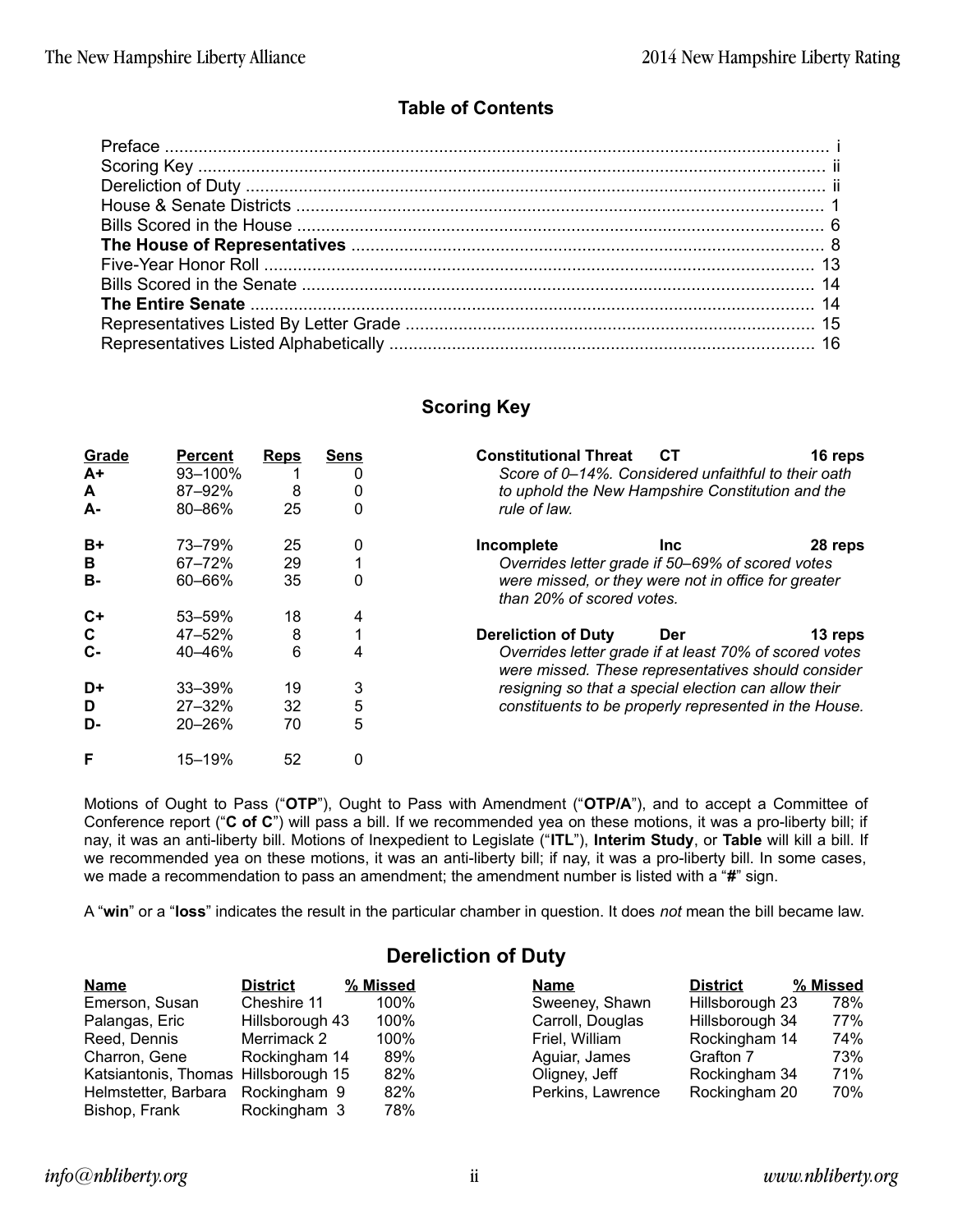## Table of Contents

| | |
|---|---|
| Preface | i |
| Scoring Key | ii |
| Dereliction of Duty | ii |
| House & Senate Districts | 1 |
| Bills Scored in the House | 6 |
| **The House of Representatives** | 8 |
| Five-Year Honor Roll | 13 |
| Bills Scored in the Senate | 14 |
| **The Entire Senate** | 14 |
| Representatives Listed By Letter Grade | 15 |
| Representatives Listed Alphabetically | 16 |

## Scoring Key

| Grade | Percent | Reps | Sens |
|---|---|---|---|
| **A+** | 93–100% | 1 | 0 |
| **A** | 87–92% | 8 | 0 |
| **A-** | 80–86% | 25 | 0 |
| **B+** | 73–79% | 25 | 0 |
| **B** | 67–72% | 29 | 1 |
| **B-** | 60–66% | 35 | 0 |
| **C+** | 53–59% | 18 | 4 |
| **C** | 47–52% | 8 | 1 |
| **C-** | 40–46% | 6 | 4 |
| **D+** | 33–39% | 19 | 3 |
| **D** | 27–32% | 32 | 5 |
| **D-** | 20–26% | 70 | 5 |
| **F** | 15–19% | 52 | 0 |

**Constitutional Threat** **CT** **16 reps**
*Score of 0–14%. Considered unfaithful to their oath to uphold the New Hampshire Constitution and the rule of law.*

**Incomplete** **Inc** **28 reps**
*Overrides letter grade if 50–69% of scored votes were missed, or they were not in office for greater than 20% of scored votes.*

**Dereliction of Duty** **Der** **13 reps**
*Overrides letter grade if at least 70% of scored votes were missed. These representatives should consider resigning so that a special election can allow their constituents to be properly represented in the House.*

Motions of Ought to Pass ("**OTP**"), Ought to Pass with Amendment ("**OTP/A**"), and to accept a Committee of Conference report ("**C of C**") will pass a bill. If we recommended yea on these motions, it was a pro-liberty bill; if nay, it was an anti-liberty bill. Motions of Inexpedient to Legislate ("**ITL**"), **Interim Study**, or **Table** will kill a bill. If we recommended yea on these motions, it was an anti-liberty bill; if nay, it was a pro-liberty bill. In some cases, we made a recommendation to pass an amendment; the amendment number is listed with a "**#**" sign.

A "**win**" or a "**loss**" indicates the result in the particular chamber in question. It does *not* mean the bill became law.

## Dereliction of Duty

| Name | District | % Missed |
|---|---|---|
| Emerson, Susan | Cheshire 11 | 100% |
| Palangas, Eric | Hillsborough 43 | 100% |
| Reed, Dennis | Merrimack 2 | 100% |
| Charron, Gene | Rockingham 14 | 89% |
| Katsiantonis, Thomas | Hillsborough 15 | 82% |
| Helmstetter, Barbara | Rockingham 9 | 82% |
| Bishop, Frank | Rockingham 3 | 78% |
| Sweeney, Shawn | Hillsborough 23 | 78% |
| Carroll, Douglas | Hillsborough 34 | 77% |
| Friel, William | Rockingham 14 | 74% |
| Aguiar, James | Grafton 7 | 73% |
| Oligney, Jeff | Rockingham 34 | 71% |
| Perkins, Lawrence | Rockingham 20 | 70% |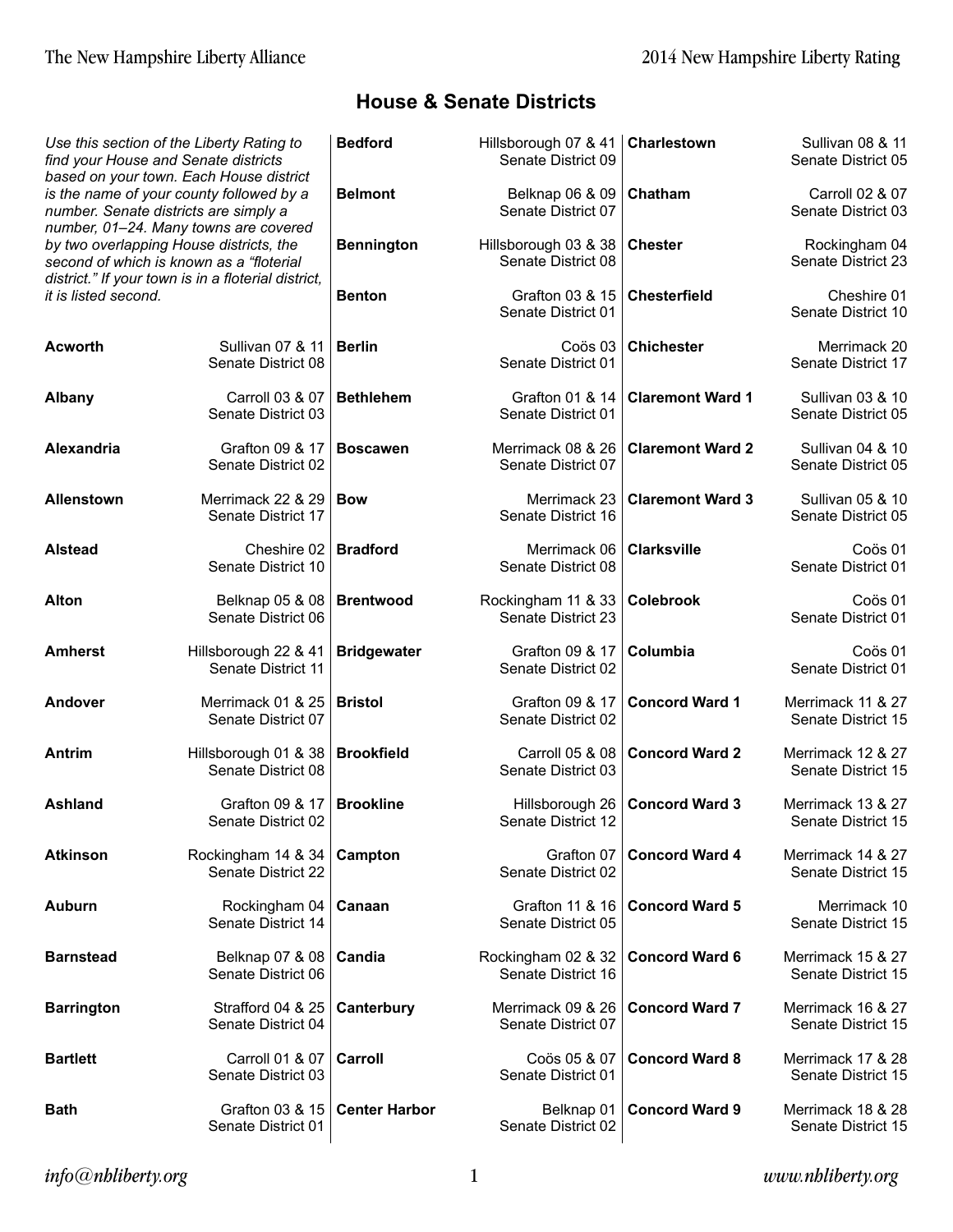## House & Senate Districts

*Use this section of the Liberty Rating to find your House and Senate districts based on your town. Each House district is the name of your county followed by a number. Senate districts are simply a number, 01–24. Many towns are covered by two overlapping House districts, the second of which is known as a "floterial district." If your town is in a floterial district, it is listed second.*

| Town | House Districts | Senate District |
|---|---|---|
| **Acworth** | Sullivan 07 & 11 | Senate District 08 |
| **Albany** | Carroll 03 & 07 | Senate District 03 |
| **Alexandria** | Grafton 09 & 17 | Senate District 02 |
| **Allenstown** | Merrimack 22 & 29 | Senate District 17 |
| **Alstead** | Cheshire 02 | Senate District 10 |
| **Alton** | Belknap 05 & 08 | Senate District 06 |
| **Amherst** | Hillsborough 22 & 41 | Senate District 11 |
| **Andover** | Merrimack 01 & 25 | Senate District 07 |
| **Antrim** | Hillsborough 01 & 38 | Senate District 08 |
| **Ashland** | Grafton 09 & 17 | Senate District 02 |
| **Atkinson** | Rockingham 14 & 34 | Senate District 22 |
| **Auburn** | Rockingham 04 | Senate District 14 |
| **Barnstead** | Belknap 07 & 08 | Senate District 06 |
| **Barrington** | Strafford 04 & 25 | Senate District 04 |
| **Bartlett** | Carroll 01 & 07 | Senate District 03 |
| **Bath** | Grafton 03 & 15 | Senate District 01 |
| **Bedford** | Hillsborough 07 & 41 | Senate District 09 |
| **Belmont** | Belknap 06 & 09 | Senate District 07 |
| **Bennington** | Hillsborough 03 & 38 | Senate District 08 |
| **Benton** | Grafton 03 & 15 | Senate District 01 |
| **Berlin** | Coös 03 | Senate District 01 |
| **Bethlehem** | Grafton 01 & 14 | Senate District 01 |
| **Boscawen** | Merrimack 08 & 26 | Senate District 07 |
| **Bow** | Merrimack 23 | Senate District 16 |
| **Bradford** | Merrimack 06 | Senate District 08 |
| **Brentwood** | Rockingham 11 & 33 | Senate District 23 |
| **Bridgewater** | Grafton 09 & 17 | Senate District 02 |
| **Bristol** | Grafton 09 & 17 | Senate District 02 |
| **Brookfield** | Carroll 05 & 08 | Senate District 03 |
| **Brookline** | Hillsborough 26 | Senate District 12 |
| **Campton** | Grafton 07 | Senate District 02 |
| **Canaan** | Grafton 11 & 16 | Senate District 05 |
| **Candia** | Rockingham 02 & 32 | Senate District 16 |
| **Canterbury** | Merrimack 09 & 26 | Senate District 07 |
| **Carroll** | Coös 05 & 07 | Senate District 01 |
| **Center Harbor** | Belknap 01 | Senate District 02 |
| **Charlestown** | Sullivan 08 & 11 | Senate District 05 |
| **Chatham** | Carroll 02 & 07 | Senate District 03 |
| **Chester** | Rockingham 04 | Senate District 23 |
| **Chesterfield** | Cheshire 01 | Senate District 10 |
| **Chichester** | Merrimack 20 | Senate District 17 |
| **Claremont Ward 1** | Sullivan 03 & 10 | Senate District 05 |
| **Claremont Ward 2** | Sullivan 04 & 10 | Senate District 05 |
| **Claremont Ward 3** | Sullivan 05 & 10 | Senate District 05 |
| **Clarksville** | Coös 01 | Senate District 01 |
| **Colebrook** | Coös 01 | Senate District 01 |
| **Columbia** | Coös 01 | Senate District 01 |
| **Concord Ward 1** | Merrimack 11 & 27 | Senate District 15 |
| **Concord Ward 2** | Merrimack 12 & 27 | Senate District 15 |
| **Concord Ward 3** | Merrimack 13 & 27 | Senate District 15 |
| **Concord Ward 4** | Merrimack 14 & 27 | Senate District 15 |
| **Concord Ward 5** | Merrimack 10 | Senate District 15 |
| **Concord Ward 6** | Merrimack 15 & 27 | Senate District 15 |
| **Concord Ward 7** | Merrimack 16 & 27 | Senate District 15 |
| **Concord Ward 8** | Merrimack 17 & 28 | Senate District 15 |
| **Concord Ward 9** | Merrimack 18 & 28 | Senate District 15 |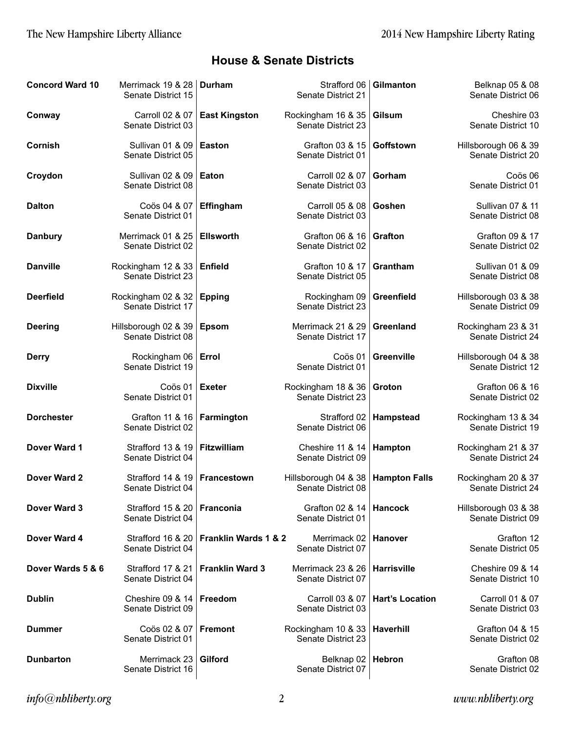## House & Senate Districts

| Town | District |
|---|---|
| **Concord Ward 10** | Merrimack 19 & 28<br>Senate District 15 |
| **Conway** | Carroll 02 & 07<br>Senate District 03 |
| **Cornish** | Sullivan 01 & 09<br>Senate District 05 |
| **Croydon** | Sullivan 02 & 09<br>Senate District 08 |
| **Dalton** | Coös 04 & 07<br>Senate District 01 |
| **Danbury** | Merrimack 01 & 25<br>Senate District 02 |
| **Danville** | Rockingham 12 & 33<br>Senate District 23 |
| **Deerfield** | Rockingham 02 & 32<br>Senate District 17 |
| **Deering** | Hillsborough 02 & 39<br>Senate District 08 |
| **Derry** | Rockingham 06<br>Senate District 19 |
| **Dixville** | Coös 01<br>Senate District 01 |
| **Dorchester** | Grafton 11 & 16<br>Senate District 02 |
| **Dover Ward 1** | Strafford 13 & 19<br>Senate District 04 |
| **Dover Ward 2** | Strafford 14 & 19<br>Senate District 04 |
| **Dover Ward 3** | Strafford 15 & 20<br>Senate District 04 |
| **Dover Ward 4** | Strafford 16 & 20<br>Senate District 04 |
| **Dover Wards 5 & 6** | Strafford 17 & 21<br>Senate District 04 |
| **Dublin** | Cheshire 09 & 14<br>Senate District 09 |
| **Dummer** | Coös 02 & 07<br>Senate District 01 |
| **Dunbarton** | Merrimack 23<br>Senate District 16 |
| **Durham** | Strafford 06<br>Senate District 21 |
| **East Kingston** | Rockingham 16 & 35<br>Senate District 23 |
| **Easton** | Grafton 03 & 15<br>Senate District 01 |
| **Eaton** | Carroll 02 & 07<br>Senate District 03 |
| **Effingham** | Carroll 05 & 08<br>Senate District 03 |
| **Ellsworth** | Grafton 06 & 16<br>Senate District 02 |
| **Enfield** | Grafton 10 & 17<br>Senate District 05 |
| **Epping** | Rockingham 09<br>Senate District 23 |
| **Epsom** | Merrimack 21 & 29<br>Senate District 17 |
| **Errol** | Coös 01<br>Senate District 01 |
| **Exeter** | Rockingham 18 & 36<br>Senate District 23 |
| **Farmington** | Strafford 02<br>Senate District 06 |
| **Fitzwilliam** | Cheshire 11 & 14<br>Senate District 09 |
| **Francestown** | Hillsborough 04 & 38<br>Senate District 08 |
| **Franconia** | Grafton 02 & 14<br>Senate District 01 |
| **Franklin Wards 1 & 2** | Merrimack 02<br>Senate District 07 |
| **Franklin Ward 3** | Merrimack 23 & 26<br>Senate District 07 |
| **Freedom** | Carroll 03 & 07<br>Senate District 03 |
| **Fremont** | Rockingham 10 & 33<br>Senate District 23 |
| **Gilford** | Belknap 02<br>Senate District 07 |
| **Gilmanton** | Belknap 05 & 08<br>Senate District 06 |
| **Gilsum** | Cheshire 03<br>Senate District 10 |
| **Goffstown** | Hillsborough 06 & 39<br>Senate District 20 |
| **Gorham** | Coös 06<br>Senate District 01 |
| **Goshen** | Sullivan 07 & 11<br>Senate District 08 |
| **Grafton** | Grafton 09 & 17<br>Senate District 02 |
| **Grantham** | Sullivan 01 & 09<br>Senate District 08 |
| **Greenfield** | Hillsborough 03 & 38<br>Senate District 09 |
| **Greenland** | Rockingham 23 & 31<br>Senate District 24 |
| **Greenville** | Hillsborough 04 & 38<br>Senate District 12 |
| **Groton** | Grafton 06 & 16<br>Senate District 02 |
| **Hampstead** | Rockingham 13 & 34<br>Senate District 19 |
| **Hampton** | Rockingham 21 & 37<br>Senate District 24 |
| **Hampton Falls** | Rockingham 20 & 37<br>Senate District 24 |
| **Hancock** | Hillsborough 03 & 38<br>Senate District 09 |
| **Hanover** | Grafton 12<br>Senate District 05 |
| **Harrisville** | Cheshire 09 & 14<br>Senate District 10 |
| **Hart's Location** | Carroll 01 & 07<br>Senate District 03 |
| **Haverhill** | Grafton 04 & 15<br>Senate District 02 |
| **Hebron** | Grafton 08<br>Senate District 02 |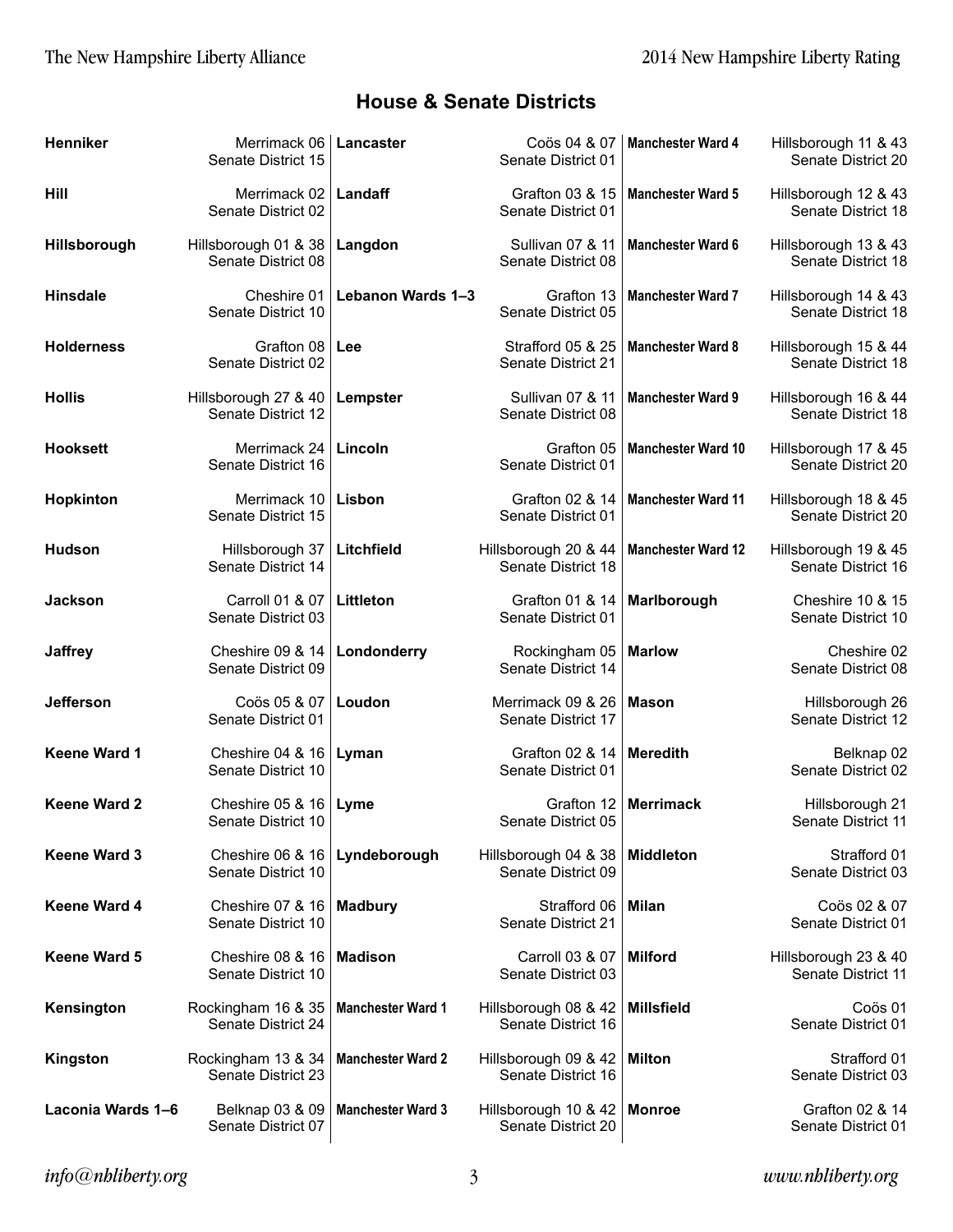## House & Senate Districts

| Town | House District | Senate District |
|---|---|---|
| **Henniker** | Merrimack 06 | Senate District 15 |
| **Hill** | Merrimack 02 | Senate District 02 |
| **Hillsborough** | Hillsborough 01 & 38 | Senate District 08 |
| **Hinsdale** | Cheshire 01 | Senate District 10 |
| **Holderness** | Grafton 08 | Senate District 02 |
| **Hollis** | Hillsborough 27 & 40 | Senate District 12 |
| **Hooksett** | Merrimack 24 | Senate District 16 |
| **Hopkinton** | Merrimack 10 | Senate District 15 |
| **Hudson** | Hillsborough 37 | Senate District 14 |
| **Jackson** | Carroll 01 & 07 | Senate District 03 |
| **Jaffrey** | Cheshire 09 & 14 | Senate District 09 |
| **Jefferson** | Coös 05 & 07 | Senate District 01 |
| **Keene Ward 1** | Cheshire 04 & 16 | Senate District 10 |
| **Keene Ward 2** | Cheshire 05 & 16 | Senate District 10 |
| **Keene Ward 3** | Cheshire 06 & 16 | Senate District 10 |
| **Keene Ward 4** | Cheshire 07 & 16 | Senate District 10 |
| **Keene Ward 5** | Cheshire 08 & 16 | Senate District 10 |
| **Kensington** | Rockingham 16 & 35 | Senate District 24 |
| **Kingston** | Rockingham 13 & 34 | Senate District 23 |
| **Laconia Wards 1–6** | Belknap 03 & 09 | Senate District 07 |
| **Lancaster** | Coös 04 & 07 | Senate District 01 |
| **Landaff** | Grafton 03 & 15 | Senate District 01 |
| **Langdon** | Sullivan 07 & 11 | Senate District 08 |
| **Lebanon Wards 1–3** | Grafton 13 | Senate District 05 |
| **Lee** | Strafford 05 & 25 | Senate District 21 |
| **Lempster** | Sullivan 07 & 11 | Senate District 08 |
| **Lincoln** | Grafton 05 | Senate District 01 |
| **Lisbon** | Grafton 02 & 14 | Senate District 01 |
| **Litchfield** | Hillsborough 20 & 44 | Senate District 18 |
| **Littleton** | Grafton 01 & 14 | Senate District 01 |
| **Londonderry** | Rockingham 05 | Senate District 14 |
| **Loudon** | Merrimack 09 & 26 | Senate District 17 |
| **Lyman** | Grafton 02 & 14 | Senate District 01 |
| **Lyme** | Grafton 12 | Senate District 05 |
| **Lyndeborough** | Hillsborough 04 & 38 | Senate District 09 |
| **Madbury** | Strafford 06 | Senate District 21 |
| **Madison** | Carroll 03 & 07 | Senate District 03 |
| **Manchester Ward 1** | Hillsborough 08 & 42 | Senate District 16 |
| **Manchester Ward 2** | Hillsborough 09 & 42 | Senate District 16 |
| **Manchester Ward 3** | Hillsborough 10 & 42 | Senate District 20 |
| **Manchester Ward 4** | Hillsborough 11 & 43 | Senate District 20 |
| **Manchester Ward 5** | Hillsborough 12 & 43 | Senate District 18 |
| **Manchester Ward 6** | Hillsborough 13 & 43 | Senate District 18 |
| **Manchester Ward 7** | Hillsborough 14 & 43 | Senate District 18 |
| **Manchester Ward 8** | Hillsborough 15 & 44 | Senate District 18 |
| **Manchester Ward 9** | Hillsborough 16 & 44 | Senate District 18 |
| **Manchester Ward 10** | Hillsborough 17 & 45 | Senate District 20 |
| **Manchester Ward 11** | Hillsborough 18 & 45 | Senate District 20 |
| **Manchester Ward 12** | Hillsborough 19 & 45 | Senate District 16 |
| **Marlborough** | Cheshire 10 & 15 | Senate District 10 |
| **Marlow** | Cheshire 02 | Senate District 08 |
| **Mason** | Hillsborough 26 | Senate District 12 |
| **Meredith** | Belknap 02 | Senate District 02 |
| **Merrimack** | Hillsborough 21 | Senate District 11 |
| **Middleton** | Strafford 01 | Senate District 03 |
| **Milan** | Coös 02 & 07 | Senate District 01 |
| **Milford** | Hillsborough 23 & 40 | Senate District 11 |
| **Millsfield** | Coös 01 | Senate District 01 |
| **Milton** | Strafford 01 | Senate District 03 |
| **Monroe** | Grafton 02 & 14 | Senate District 01 |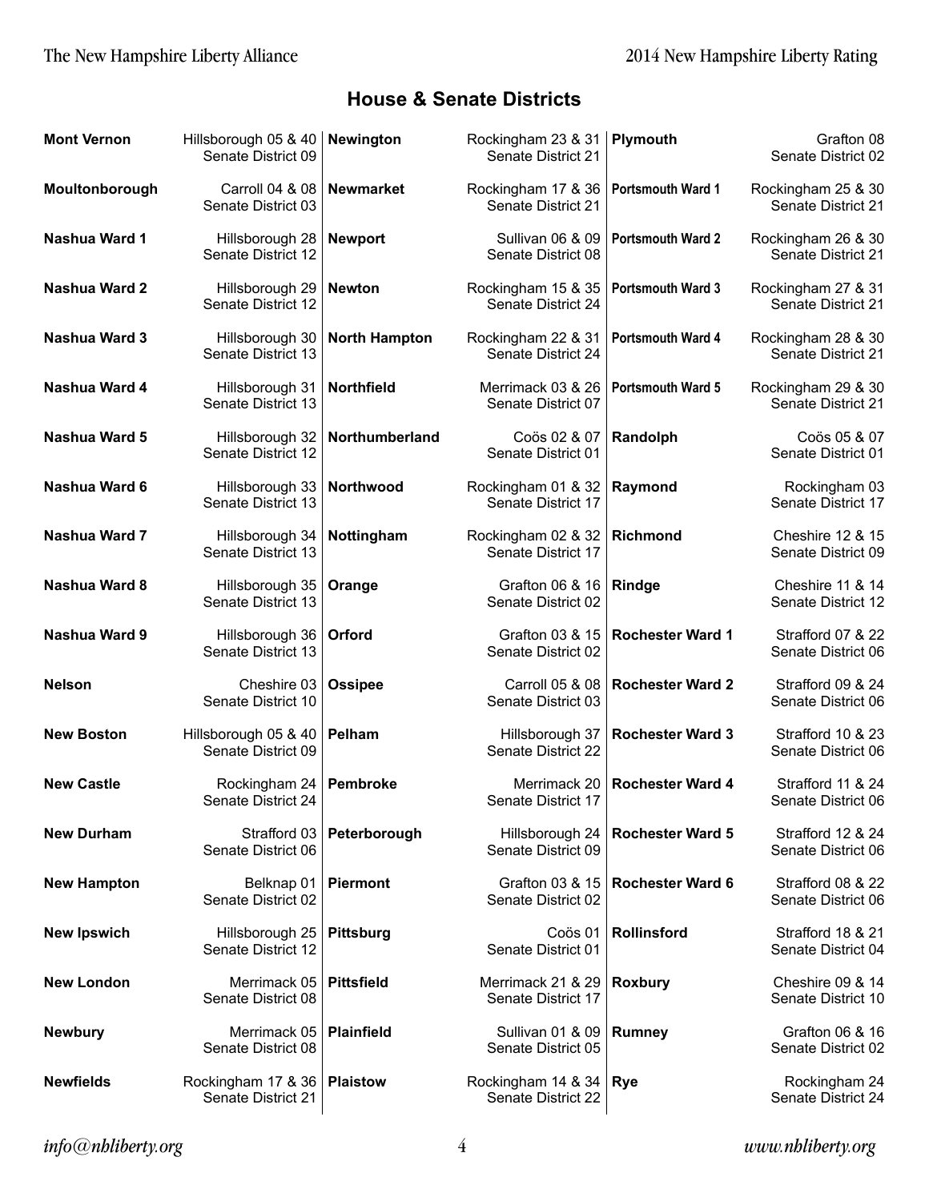## House & Senate Districts

| Town | House District | Senate District |
|---|---|---|
| **Mont Vernon** | Hillsborough 05 & 40 | Senate District 09 |
| **Moultonborough** | Carroll 04 & 08 | Senate District 03 |
| **Nashua Ward 1** | Hillsborough 28 | Senate District 12 |
| **Nashua Ward 2** | Hillsborough 29 | Senate District 12 |
| **Nashua Ward 3** | Hillsborough 30 | Senate District 13 |
| **Nashua Ward 4** | Hillsborough 31 | Senate District 13 |
| **Nashua Ward 5** | Hillsborough 32 | Senate District 12 |
| **Nashua Ward 6** | Hillsborough 33 | Senate District 13 |
| **Nashua Ward 7** | Hillsborough 34 | Senate District 13 |
| **Nashua Ward 8** | Hillsborough 35 | Senate District 13 |
| **Nashua Ward 9** | Hillsborough 36 | Senate District 13 |
| **Nelson** | Cheshire 03 | Senate District 10 |
| **New Boston** | Hillsborough 05 & 40 | Senate District 09 |
| **New Castle** | Rockingham 24 | Senate District 24 |
| **New Durham** | Strafford 03 | Senate District 06 |
| **New Hampton** | Belknap 01 | Senate District 02 |
| **New Ipswich** | Hillsborough 25 | Senate District 12 |
| **New London** | Merrimack 05 | Senate District 08 |
| **Newbury** | Merrimack 05 | Senate District 08 |
| **Newfields** | Rockingham 17 & 36 | Senate District 21 |
| **Newington** | Rockingham 23 & 31 | Senate District 21 |
| **Newmarket** | Rockingham 17 & 36 | Senate District 21 |
| **Newport** | Sullivan 06 & 09 | Senate District 08 |
| **Newton** | Rockingham 15 & 35 | Senate District 24 |
| **North Hampton** | Rockingham 22 & 31 | Senate District 24 |
| **Northfield** | Merrimack 03 & 26 | Senate District 07 |
| **Northumberland** | Coös 02 & 07 | Senate District 01 |
| **Northwood** | Rockingham 01 & 32 | Senate District 17 |
| **Nottingham** | Rockingham 02 & 32 | Senate District 17 |
| **Orange** | Grafton 06 & 16 | Senate District 02 |
| **Orford** | Grafton 03 & 15 | Senate District 02 |
| **Ossipee** | Carroll 05 & 08 | Senate District 03 |
| **Pelham** | Hillsborough 37 | Senate District 22 |
| **Pembroke** | Merrimack 20 | Senate District 17 |
| **Peterborough** | Hillsborough 24 | Senate District 09 |
| **Piermont** | Grafton 03 & 15 | Senate District 02 |
| **Pittsburg** | Coös 01 | Senate District 01 |
| **Pittsfield** | Merrimack 21 & 29 | Senate District 17 |
| **Plainfield** | Sullivan 01 & 09 | Senate District 05 |
| **Plaistow** | Rockingham 14 & 34 | Senate District 22 |
| **Plymouth** | Grafton 08 | Senate District 02 |
| **Portsmouth Ward 1** | Rockingham 25 & 30 | Senate District 21 |
| **Portsmouth Ward 2** | Rockingham 26 & 30 | Senate District 21 |
| **Portsmouth Ward 3** | Rockingham 27 & 31 | Senate District 21 |
| **Portsmouth Ward 4** | Rockingham 28 & 30 | Senate District 21 |
| **Portsmouth Ward 5** | Rockingham 29 & 30 | Senate District 21 |
| **Randolph** | Coös 05 & 07 | Senate District 01 |
| **Raymond** | Rockingham 03 | Senate District 17 |
| **Richmond** | Cheshire 12 & 15 | Senate District 09 |
| **Rindge** | Cheshire 11 & 14 | Senate District 12 |
| **Rochester Ward 1** | Strafford 07 & 22 | Senate District 06 |
| **Rochester Ward 2** | Strafford 09 & 24 | Senate District 06 |
| **Rochester Ward 3** | Strafford 10 & 23 | Senate District 06 |
| **Rochester Ward 4** | Strafford 11 & 24 | Senate District 06 |
| **Rochester Ward 5** | Strafford 12 & 24 | Senate District 06 |
| **Rochester Ward 6** | Strafford 08 & 22 | Senate District 06 |
| **Rollinsford** | Strafford 18 & 21 | Senate District 04 |
| **Roxbury** | Cheshire 09 & 14 | Senate District 10 |
| **Rumney** | Grafton 06 & 16 | Senate District 02 |
| **Rye** | Rockingham 24 | Senate District 24 |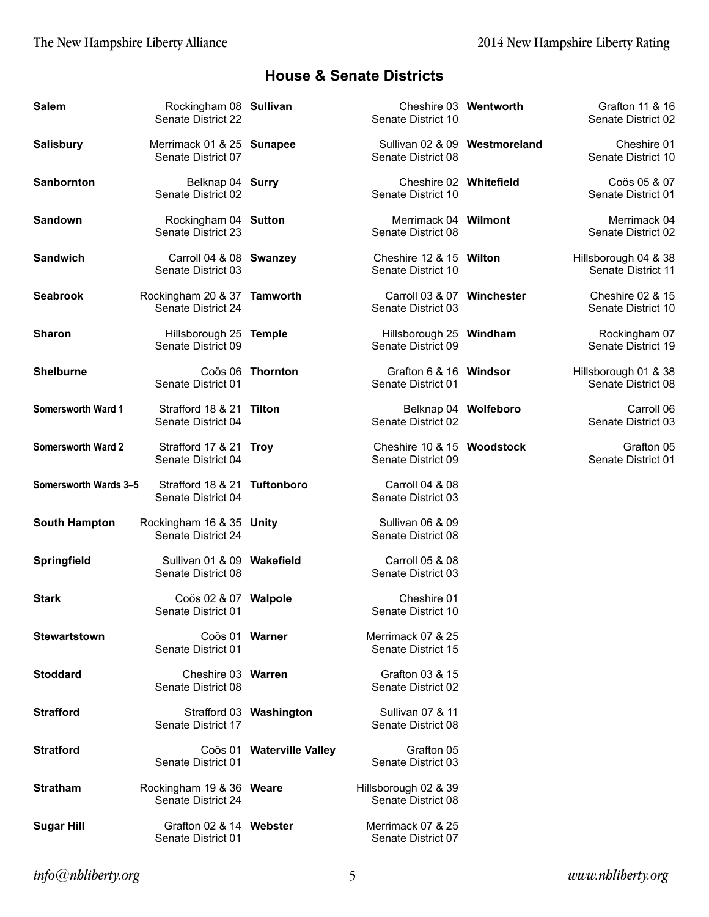## House & Senate Districts

| Town | House District | Senate District |
|---|---|---|
| **Salem** | Rockingham 08 | Senate District 22 |
| **Salisbury** | Merrimack 01 & 25 | Senate District 07 |
| **Sanbornton** | Belknap 04 | Senate District 02 |
| **Sandown** | Rockingham 04 | Senate District 23 |
| **Sandwich** | Carroll 04 & 08 | Senate District 03 |
| **Seabrook** | Rockingham 20 & 37 | Senate District 24 |
| **Sharon** | Hillsborough 25 | Senate District 09 |
| **Shelburne** | Coös 06 | Senate District 01 |
| **Somersworth Ward 1** | Strafford 18 & 21 | Senate District 04 |
| **Somersworth Ward 2** | Strafford 17 & 21 | Senate District 04 |
| **Somersworth Wards 3–5** | Strafford 18 & 21 | Senate District 04 |
| **South Hampton** | Rockingham 16 & 35 | Senate District 24 |
| **Springfield** | Sullivan 01 & 09 | Senate District 08 |
| **Stark** | Coös 02 & 07 | Senate District 01 |
| **Stewartstown** | Coös 01 | Senate District 01 |
| **Stoddard** | Cheshire 03 | Senate District 08 |
| **Strafford** | Strafford 03 | Senate District 17 |
| **Stratford** | Coös 01 | Senate District 01 |
| **Stratham** | Rockingham 19 & 36 | Senate District 24 |
| **Sugar Hill** | Grafton 02 & 14 | Senate District 01 |
| **Sullivan** | Cheshire 03 | Senate District 10 |
| **Sunapee** | Sullivan 02 & 09 | Senate District 08 |
| **Surry** | Cheshire 02 | Senate District 10 |
| **Sutton** | Merrimack 04 | Senate District 08 |
| **Swanzey** | Cheshire 12 & 15 | Senate District 10 |
| **Tamworth** | Carroll 03 & 07 | Senate District 03 |
| **Temple** | Hillsborough 25 | Senate District 09 |
| **Thornton** | Grafton 6 & 16 | Senate District 01 |
| **Tilton** | Belknap 04 | Senate District 02 |
| **Troy** | Cheshire 10 & 15 | Senate District 09 |
| **Tuftonboro** | Carroll 04 & 08 | Senate District 03 |
| **Unity** | Sullivan 06 & 09 | Senate District 08 |
| **Wakefield** | Carroll 05 & 08 | Senate District 03 |
| **Walpole** | Cheshire 01 | Senate District 10 |
| **Warner** | Merrimack 07 & 25 | Senate District 15 |
| **Warren** | Grafton 03 & 15 | Senate District 02 |
| **Washington** | Sullivan 07 & 11 | Senate District 08 |
| **Waterville Valley** | Grafton 05 | Senate District 03 |
| **Weare** | Hillsborough 02 & 39 | Senate District 08 |
| **Webster** | Merrimack 07 & 25 | Senate District 07 |
| **Wentworth** | Grafton 11 & 16 | Senate District 02 |
| **Westmoreland** | Cheshire 01 | Senate District 10 |
| **Whitefield** | Coös 05 & 07 | Senate District 01 |
| **Wilmont** | Merrimack 04 | Senate District 02 |
| **Wilton** | Hillsborough 04 & 38 | Senate District 11 |
| **Winchester** | Cheshire 02 & 15 | Senate District 10 |
| **Windham** | Rockingham 07 | Senate District 19 |
| **Windsor** | Hillsborough 01 & 38 | Senate District 08 |
| **Wolfeboro** | Carroll 06 | Senate District 03 |
| **Woodstock** | Grafton 05 | Senate District 01 |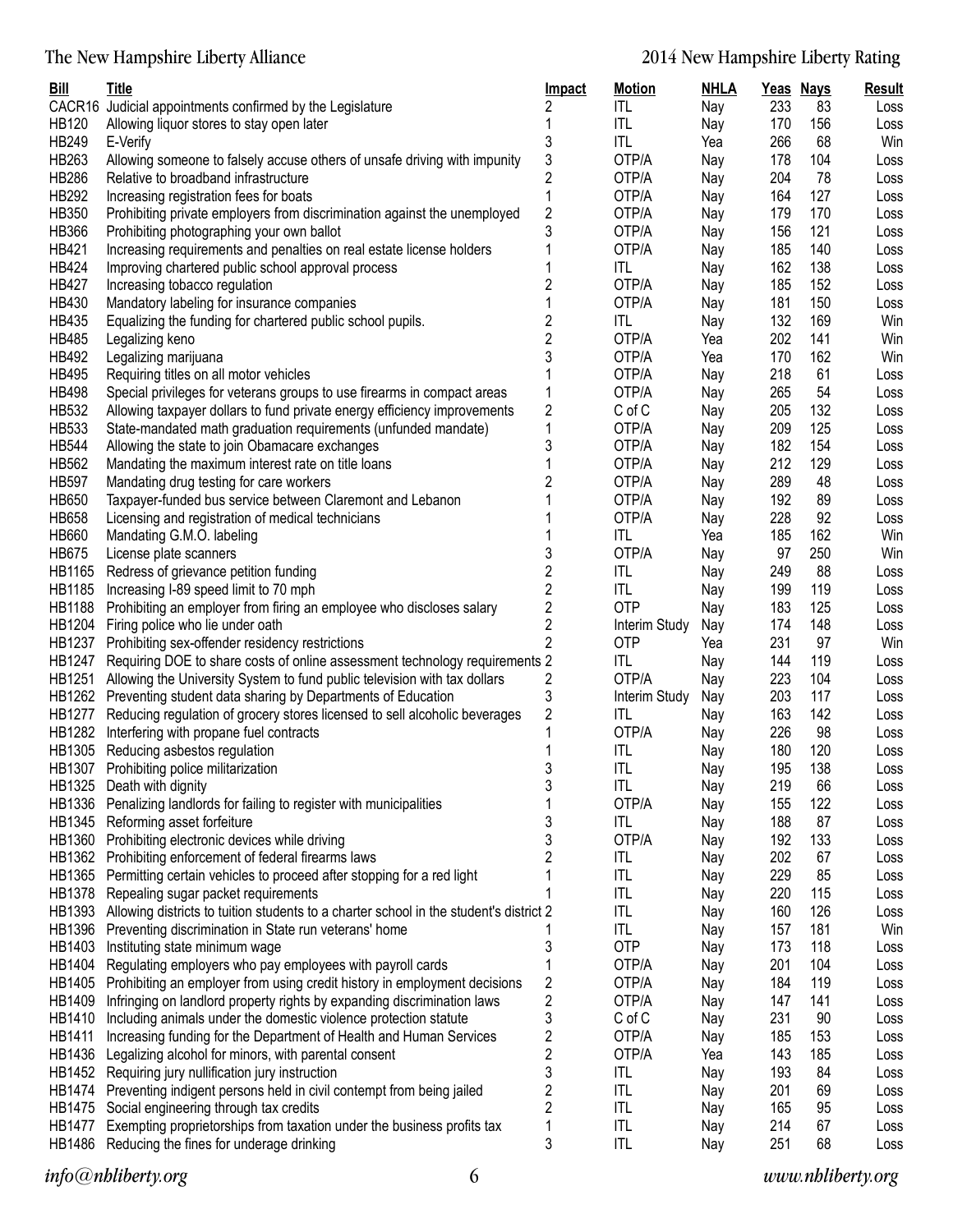| Bill | Title | Impact | Motion | NHLA | Yeas | Nays | Result |
|---|---|---|---|---|---|---|---|
| CACR16 | Judicial appointments confirmed by the Legislature | 2 | ITL | Nay | 233 | 83 | Loss |
| HB120 | Allowing liquor stores to stay open later | 1 | ITL | Nay | 170 | 156 | Loss |
| HB249 | E-Verify | 3 | ITL | Yea | 266 | 68 | Win |
| HB263 | Allowing someone to falsely accuse others of unsafe driving with impunity | 3 | OTP/A | Nay | 178 | 104 | Loss |
| HB286 | Relative to broadband infrastructure | 2 | OTP/A | Nay | 204 | 78 | Loss |
| HB292 | Increasing registration fees for boats | 1 | OTP/A | Nay | 164 | 127 | Loss |
| HB350 | Prohibiting private employers from discrimination against the unemployed | 2 | OTP/A | Nay | 179 | 170 | Loss |
| HB366 | Prohibiting photographing your own ballot | 3 | OTP/A | Nay | 156 | 121 | Loss |
| HB421 | Increasing requirements and penalties on real estate license holders | 1 | OTP/A | Nay | 185 | 140 | Loss |
| HB424 | Improving chartered public school approval process | 1 | ITL | Nay | 162 | 138 | Loss |
| HB427 | Increasing tobacco regulation | 2 | OTP/A | Nay | 185 | 152 | Loss |
| HB430 | Mandatory labeling for insurance companies | 1 | OTP/A | Nay | 181 | 150 | Loss |
| HB435 | Equalizing the funding for chartered public school pupils. | 2 | ITL | Nay | 132 | 169 | Win |
| HB485 | Legalizing keno | 2 | OTP/A | Yea | 202 | 141 | Win |
| HB492 | Legalizing marijuana | 3 | OTP/A | Yea | 170 | 162 | Win |
| HB495 | Requiring titles on all motor vehicles | 1 | OTP/A | Nay | 218 | 61 | Loss |
| HB498 | Special privileges for veterans groups to use firearms in compact areas | 1 | OTP/A | Nay | 265 | 54 | Loss |
| HB532 | Allowing taxpayer dollars to fund private energy efficiency improvements | 2 | C of C | Nay | 205 | 132 | Loss |
| HB533 | State-mandated math graduation requirements (unfunded mandate) | 1 | OTP/A | Nay | 209 | 125 | Loss |
| HB544 | Allowing the state to join Obamacare exchanges | 3 | OTP/A | Nay | 182 | 154 | Loss |
| HB562 | Mandating the maximum interest rate on title loans | 1 | OTP/A | Nay | 212 | 129 | Loss |
| HB597 | Mandating drug testing for care workers | 2 | OTP/A | Nay | 289 | 48 | Loss |
| HB650 | Taxpayer-funded bus service between Claremont and Lebanon | 1 | OTP/A | Nay | 192 | 89 | Loss |
| HB658 | Licensing and registration of medical technicians | 1 | OTP/A | Nay | 228 | 92 | Loss |
| HB660 | Mandating G.M.O. labeling | 1 | ITL | Yea | 185 | 162 | Win |
| HB675 | License plate scanners | 3 | OTP/A | Nay | 97 | 250 | Win |
| HB1165 | Redress of grievance petition funding | 2 | ITL | Nay | 249 | 88 | Loss |
| HB1185 | Increasing I-89 speed limit to 70 mph | 2 | ITL | Nay | 199 | 119 | Loss |
| HB1188 | Prohibiting an employer from firing an employee who discloses salary | 2 | OTP | Nay | 183 | 125 | Loss |
| HB1204 | Firing police who lie under oath | 2 | Interim Study | Nay | 174 | 148 | Loss |
| HB1237 | Prohibiting sex-offender residency restrictions | 2 | OTP | Yea | 231 | 97 | Win |
| HB1247 | Requiring DOE to share costs of online assessment technology requirements | 2 | ITL | Nay | 144 | 119 | Loss |
| HB1251 | Allowing the University System to fund public television with tax dollars | 2 | OTP/A | Nay | 223 | 104 | Loss |
| HB1262 | Preventing student data sharing by Departments of Education | 3 | Interim Study | Nay | 203 | 117 | Loss |
| HB1277 | Reducing regulation of grocery stores licensed to sell alcoholic beverages | 2 | ITL | Nay | 163 | 142 | Loss |
| HB1282 | Interfering with propane fuel contracts | 1 | OTP/A | Nay | 226 | 98 | Loss |
| HB1305 | Reducing asbestos regulation | 1 | ITL | Nay | 180 | 120 | Loss |
| HB1307 | Prohibiting police militarization | 3 | ITL | Nay | 195 | 138 | Loss |
| HB1325 | Death with dignity | 3 | ITL | Nay | 219 | 66 | Loss |
| HB1336 | Penalizing landlords for failing to register with municipalities | 1 | OTP/A | Nay | 155 | 122 | Loss |
| HB1345 | Reforming asset forfeiture | 3 | ITL | Nay | 188 | 87 | Loss |
| HB1360 | Prohibiting electronic devices while driving | 3 | OTP/A | Nay | 192 | 133 | Loss |
| HB1362 | Prohibiting enforcement of federal firearms laws | 2 | ITL | Nay | 202 | 67 | Loss |
| HB1365 | Permitting certain vehicles to proceed after stopping for a red light | 1 | ITL | Nay | 229 | 85 | Loss |
| HB1378 | Repealing sugar packet requirements | 1 | ITL | Nay | 220 | 115 | Loss |
| HB1393 | Allowing districts to tuition students to a charter school in the student's district | 2 | ITL | Nay | 160 | 126 | Loss |
| HB1396 | Preventing discrimination in State run veterans' home | 1 | ITL | Nay | 157 | 181 | Win |
| HB1403 | Instituting state minimum wage | 3 | OTP | Nay | 173 | 118 | Loss |
| HB1404 | Regulating employers who pay employees with payroll cards | 1 | OTP/A | Nay | 201 | 104 | Loss |
| HB1405 | Prohibiting an employer from using credit history in employment decisions | 2 | OTP/A | Nay | 184 | 119 | Loss |
| HB1409 | Infringing on landlord property rights by expanding discrimination laws | 2 | OTP/A | Nay | 147 | 141 | Loss |
| HB1410 | Including animals under the domestic violence protection statute | 3 | C of C | Nay | 231 | 90 | Loss |
| HB1411 | Increasing funding for the Department of Health and Human Services | 2 | OTP/A | Nay | 185 | 153 | Loss |
| HB1436 | Legalizing alcohol for minors, with parental consent | 2 | OTP/A | Yea | 143 | 185 | Loss |
| HB1452 | Requiring jury nullification jury instruction | 3 | ITL | Nay | 193 | 84 | Loss |
| HB1474 | Preventing indigent persons held in civil contempt from being jailed | 2 | ITL | Nay | 201 | 69 | Loss |
| HB1475 | Social engineering through tax credits | 2 | ITL | Nay | 165 | 95 | Loss |
| HB1477 | Exempting proprietorships from taxation under the business profits tax | 1 | ITL | Nay | 214 | 67 | Loss |
| HB1486 | Reducing the fines for underage drinking | 3 | ITL | Nay | 251 | 68 | Loss |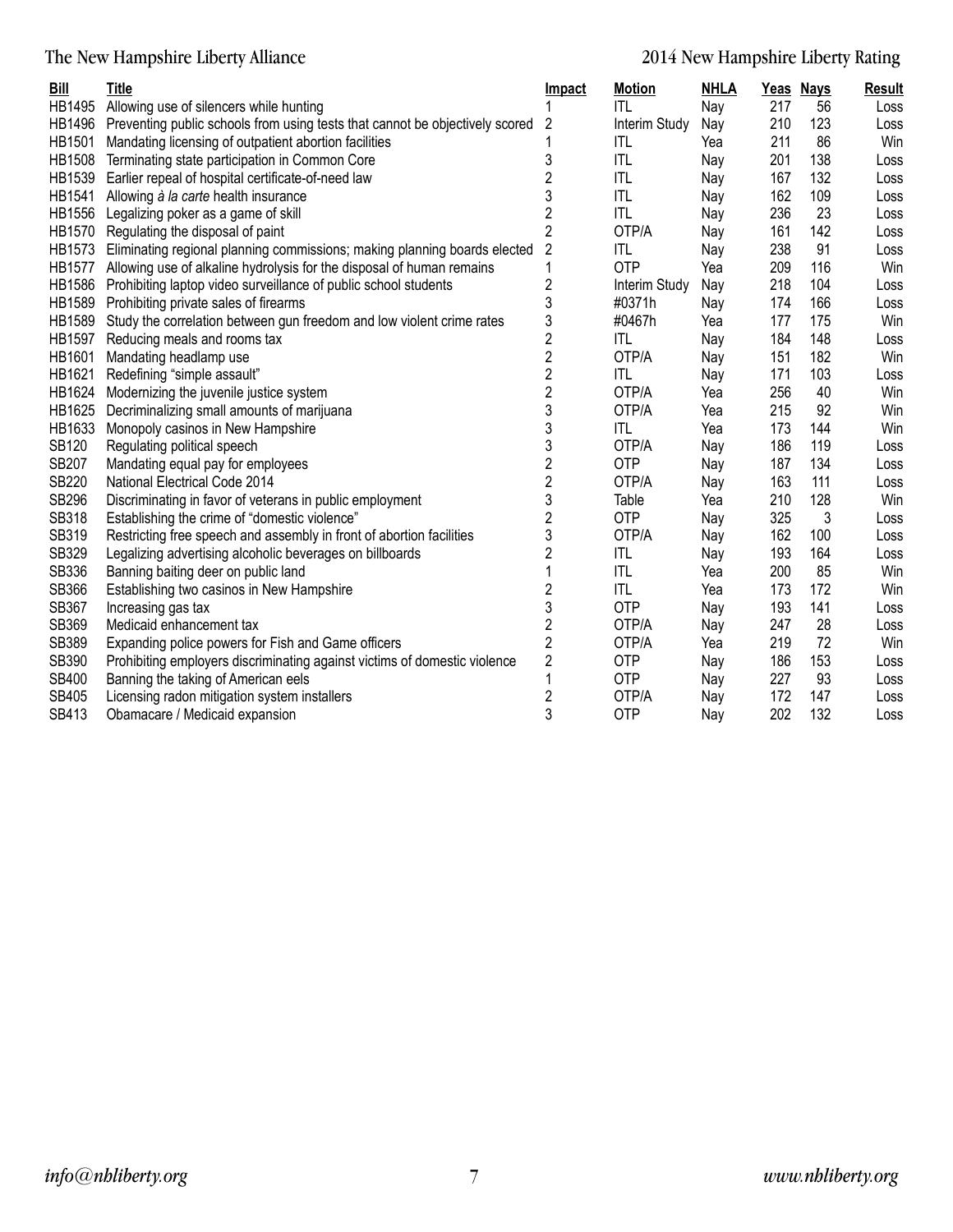| Bill | Title | Impact | Motion | NHLA | Yeas | Nays | Result |
|---|---|---|---|---|---|---|---|
| HB1495 | Allowing use of silencers while hunting | 1 | ITL | Nay | 217 | 56 | Loss |
| HB1496 | Preventing public schools from using tests that cannot be objectively scored | 2 | Interim Study | Nay | 210 | 123 | Loss |
| HB1501 | Mandating licensing of outpatient abortion facilities | 1 | ITL | Yea | 211 | 86 | Win |
| HB1508 | Terminating state participation in Common Core | 3 | ITL | Nay | 201 | 138 | Loss |
| HB1539 | Earlier repeal of hospital certificate-of-need law | 2 | ITL | Nay | 167 | 132 | Loss |
| HB1541 | Allowing *à la carte* health insurance | 3 | ITL | Nay | 162 | 109 | Loss |
| HB1556 | Legalizing poker as a game of skill | 2 | ITL | Nay | 236 | 23 | Loss |
| HB1570 | Regulating the disposal of paint | 2 | OTP/A | Nay | 161 | 142 | Loss |
| HB1573 | Eliminating regional planning commissions; making planning boards elected | 2 | ITL | Nay | 238 | 91 | Loss |
| HB1577 | Allowing use of alkaline hydrolysis for the disposal of human remains | 1 | OTP | Yea | 209 | 116 | Win |
| HB1586 | Prohibiting laptop video surveillance of public school students | 2 | Interim Study | Nay | 218 | 104 | Loss |
| HB1589 | Prohibiting private sales of firearms | 3 | #0371h | Nay | 174 | 166 | Loss |
| HB1589 | Study the correlation between gun freedom and low violent crime rates | 3 | #0467h | Yea | 177 | 175 | Win |
| HB1597 | Reducing meals and rooms tax | 2 | ITL | Nay | 184 | 148 | Loss |
| HB1601 | Mandating headlamp use | 2 | OTP/A | Nay | 151 | 182 | Win |
| HB1621 | Redefining "simple assault" | 2 | ITL | Nay | 171 | 103 | Loss |
| HB1624 | Modernizing the juvenile justice system | 2 | OTP/A | Yea | 256 | 40 | Win |
| HB1625 | Decriminalizing small amounts of marijuana | 3 | OTP/A | Yea | 215 | 92 | Win |
| HB1633 | Monopoly casinos in New Hampshire | 3 | ITL | Yea | 173 | 144 | Win |
| SB120 | Regulating political speech | 3 | OTP/A | Nay | 186 | 119 | Loss |
| SB207 | Mandating equal pay for employees | 2 | OTP | Nay | 187 | 134 | Loss |
| SB220 | National Electrical Code 2014 | 2 | OTP/A | Nay | 163 | 111 | Loss |
| SB296 | Discriminating in favor of veterans in public employment | 3 | Table | Yea | 210 | 128 | Win |
| SB318 | Establishing the crime of "domestic violence" | 2 | OTP | Nay | 325 | 3 | Loss |
| SB319 | Restricting free speech and assembly in front of abortion facilities | 3 | OTP/A | Nay | 162 | 100 | Loss |
| SB329 | Legalizing advertising alcoholic beverages on billboards | 2 | ITL | Nay | 193 | 164 | Loss |
| SB336 | Banning baiting deer on public land | 1 | ITL | Yea | 200 | 85 | Win |
| SB366 | Establishing two casinos in New Hampshire | 2 | ITL | Yea | 173 | 172 | Win |
| SB367 | Increasing gas tax | 3 | OTP | Nay | 193 | 141 | Loss |
| SB369 | Medicaid enhancement tax | 2 | OTP/A | Nay | 247 | 28 | Loss |
| SB389 | Expanding police powers for Fish and Game officers | 2 | OTP/A | Yea | 219 | 72 | Win |
| SB390 | Prohibiting employers discriminating against victims of domestic violence | 2 | OTP | Nay | 186 | 153 | Loss |
| SB400 | Banning the taking of American eels | 1 | OTP | Nay | 227 | 93 | Loss |
| SB405 | Licensing radon mitigation system installers | 2 | OTP/A | Nay | 172 | 147 | Loss |
| SB413 | Obamacare / Medicaid expansion | 3 | OTP | Nay | 202 | 132 | Loss |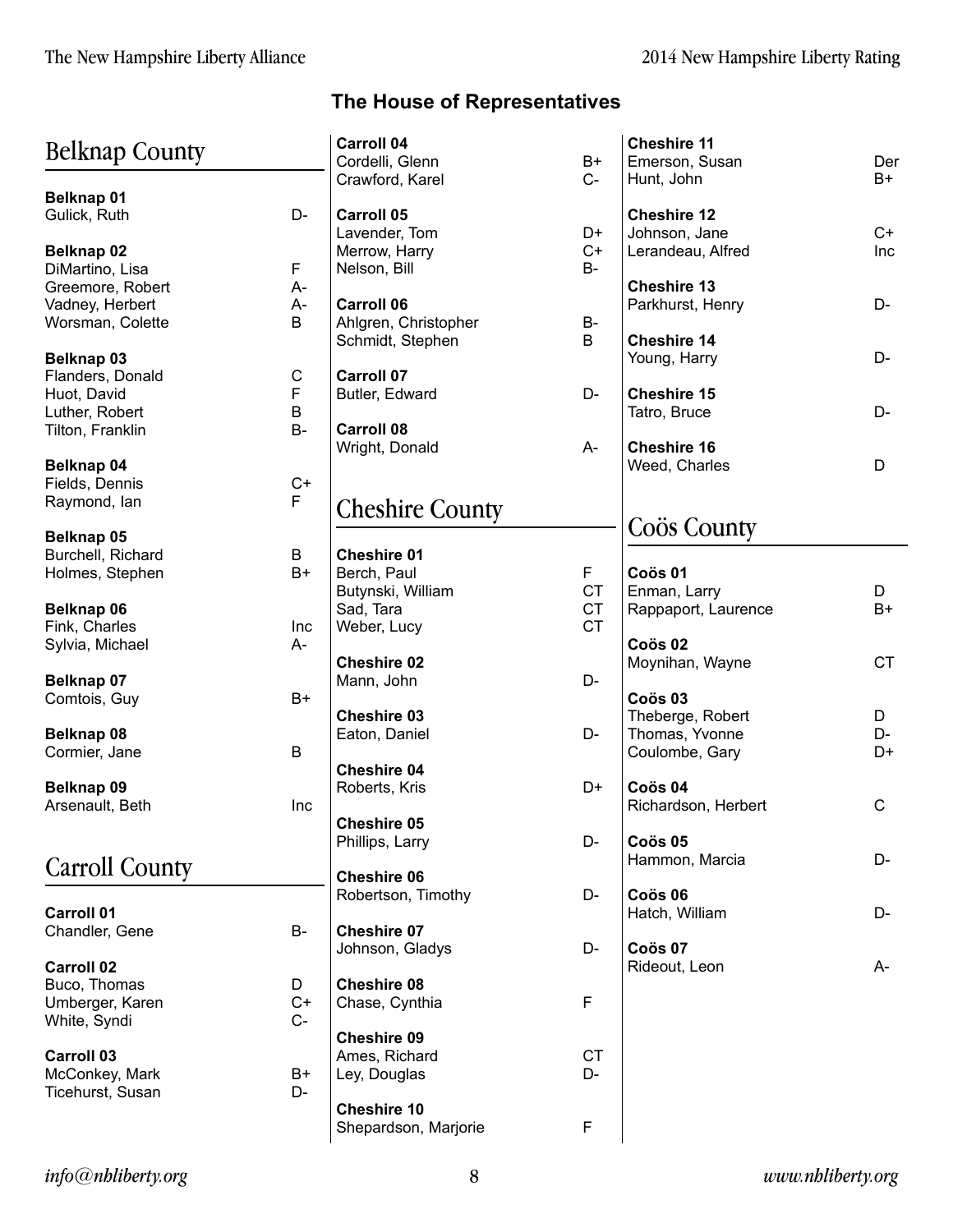## The House of Representatives

### Belknap County

**Belknap 01**

| | |
|---|---|
| Gulick, Ruth | D- |

**Belknap 02**

| | |
|---|---|
| DiMartino, Lisa | F |
| Greemore, Robert | A- |
| Vadney, Herbert | A- |
| Worsman, Colette | B |

**Belknap 03**

| | |
|---|---|
| Flanders, Donald | C |
| Huot, David | F |
| Luther, Robert | B |
| Tilton, Franklin | B- |

**Belknap 04**

| | |
|---|---|
| Fields, Dennis | C+ |
| Raymond, Ian | F |

**Belknap 05**

| | |
|---|---|
| Burchell, Richard | B |
| Holmes, Stephen | B+ |

**Belknap 06**

| | |
|---|---|
| Fink, Charles | Inc |
| Sylvia, Michael | A- |

**Belknap 07**

| | |
|---|---|
| Comtois, Guy | B+ |

**Belknap 08**

| | |
|---|---|
| Cormier, Jane | B |

**Belknap 09**

| | |
|---|---|
| Arsenault, Beth | Inc |

### Carroll County

**Carroll 01**

| | |
|---|---|
| Chandler, Gene | B- |

**Carroll 02**

| | |
|---|---|
| Buco, Thomas | D |
| Umberger, Karen | C+ |
| White, Syndi | C- |

**Carroll 03**

| | |
|---|---|
| McConkey, Mark | B+ |
| Ticehurst, Susan | D- |

**Carroll 04**

| | |
|---|---|
| Cordelli, Glenn | B+ |
| Crawford, Karel | C- |

**Carroll 05**

| | |
|---|---|
| Lavender, Tom | D+ |
| Merrow, Harry | C+ |
| Nelson, Bill | B- |

**Carroll 06**

| | |
|---|---|
| Ahlgren, Christopher | B- |
| Schmidt, Stephen | B |

**Carroll 07**

| | |
|---|---|
| Butler, Edward | D- |

**Carroll 08**

| | |
|---|---|
| Wright, Donald | A- |

### Cheshire County

**Cheshire 01**

| | |
|---|---|
| Berch, Paul | F |
| Butynski, William | CT |
| Sad, Tara | CT |
| Weber, Lucy | CT |

**Cheshire 02**

| | |
|---|---|
| Mann, John | D- |

**Cheshire 03**

| | |
|---|---|
| Eaton, Daniel | D- |

**Cheshire 04**

| | |
|---|---|
| Roberts, Kris | D+ |

**Cheshire 05**

| | |
|---|---|
| Phillips, Larry | D- |

**Cheshire 06**

| | |
|---|---|
| Robertson, Timothy | D- |

**Cheshire 07**

| | |
|---|---|
| Johnson, Gladys | D- |

**Cheshire 08**

| | |
|---|---|
| Chase, Cynthia | F |

**Cheshire 09**

| | |
|---|---|
| Ames, Richard | CT |
| Ley, Douglas | D- |

**Cheshire 10**

| | |
|---|---|
| Shepardson, Marjorie | F |

**Cheshire 11**

| | |
|---|---|
| Emerson, Susan | Der |
| Hunt, John | B+ |

**Cheshire 12**

| | |
|---|---|
| Johnson, Jane | C+ |
| Lerandeau, Alfred | Inc |

**Cheshire 13**

| | |
|---|---|
| Parkhurst, Henry | D- |

**Cheshire 14**

| | |
|---|---|
| Young, Harry | D- |

**Cheshire 15**

| | |
|---|---|
| Tatro, Bruce | D- |

**Cheshire 16**

| | |
|---|---|
| Weed, Charles | D |

### Coös County

**Coös 01**

| | |
|---|---|
| Enman, Larry | D |
| Rappaport, Laurence | B+ |

**Coös 02**

| | |
|---|---|
| Moynihan, Wayne | CT |

**Coös 03**

| | |
|---|---|
| Theberge, Robert | D |
| Thomas, Yvonne | D- |
| Coulombe, Gary | D+ |

**Coös 04**

| | |
|---|---|
| Richardson, Herbert | C |

**Coös 05**

| | |
|---|---|
| Hammon, Marcia | D- |

**Coös 06**

| | |
|---|---|
| Hatch, William | D- |

**Coös 07**

| | |
|---|---|
| Rideout, Leon | A- |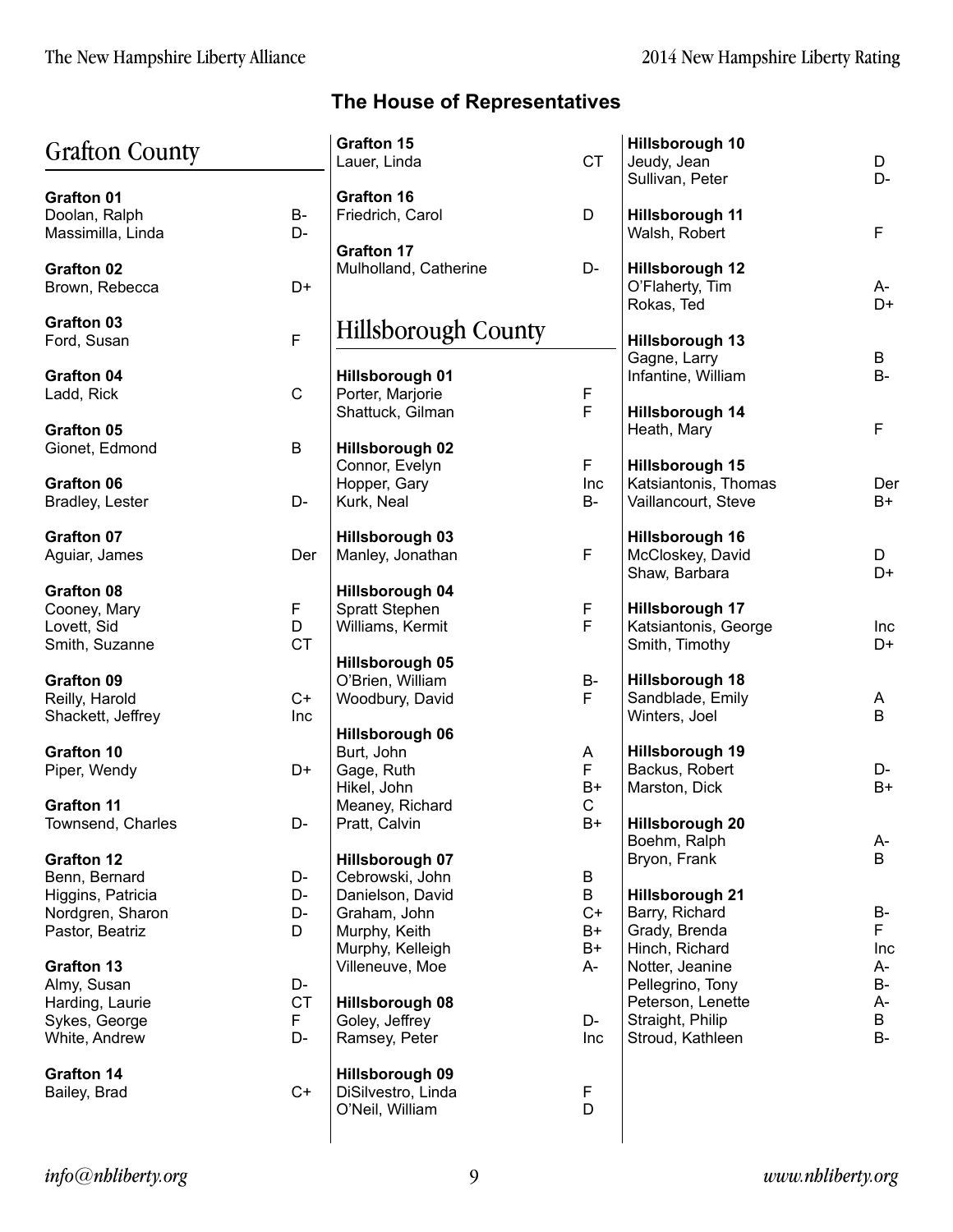## The House of Representatives

### Grafton County

**Grafton 01**
Doolan, Ralph B-
Massimilla, Linda D-

**Grafton 02**
Brown, Rebecca D+

**Grafton 03**
Ford, Susan F

**Grafton 04**
Ladd, Rick C

**Grafton 05**
Gionet, Edmond B

**Grafton 06**
Bradley, Lester D-

**Grafton 07**
Aguiar, James Der

**Grafton 08**
Cooney, Mary F
Lovett, Sid D
Smith, Suzanne CT

**Grafton 09**
Reilly, Harold C+
Shackett, Jeffrey Inc

**Grafton 10**
Piper, Wendy D+

**Grafton 11**
Townsend, Charles D-

**Grafton 12**
Benn, Bernard D-
Higgins, Patricia D-
Nordgren, Sharon D-
Pastor, Beatriz D

**Grafton 13**
Almy, Susan D-
Harding, Laurie CT
Sykes, George F
White, Andrew D-

**Grafton 14**
Bailey, Brad C+

**Grafton 15**
Lauer, Linda CT

**Grafton 16**
Friedrich, Carol D

**Grafton 17**
Mulholland, Catherine D-

### Hillsborough County

**Hillsborough 01**
Porter, Marjorie F
Shattuck, Gilman F

**Hillsborough 02**
Connor, Evelyn F
Hopper, Gary Inc
Kurk, Neal B-

**Hillsborough 03**
Manley, Jonathan F

**Hillsborough 04**
Spratt Stephen F
Williams, Kermit F

**Hillsborough 05**
O'Brien, William B-
Woodbury, David F

**Hillsborough 06**
Burt, John A
Gage, Ruth F
Hikel, John B+
Meaney, Richard C
Pratt, Calvin B+

**Hillsborough 07**
Cebrowski, John B
Danielson, David B
Graham, John C+
Murphy, Keith B+
Murphy, Kelleigh B+
Villeneuve, Moe A-

**Hillsborough 08**
Goley, Jeffrey D-
Ramsey, Peter Inc

**Hillsborough 09**
DiSilvestro, Linda F
O'Neil, William D

**Hillsborough 10**
Jeudy, Jean D
Sullivan, Peter D-

**Hillsborough 11**
Walsh, Robert F

**Hillsborough 12**
O'Flaherty, Tim A-
Rokas, Ted D+

**Hillsborough 13**
Gagne, Larry B
Infantine, William B-

**Hillsborough 14**
Heath, Mary F

**Hillsborough 15**
Katsiantonis, Thomas Der
Vaillancourt, Steve B+

**Hillsborough 16**
McCloskey, David D
Shaw, Barbara D+

**Hillsborough 17**
Katsiantonis, George Inc
Smith, Timothy D+

**Hillsborough 18**
Sandblade, Emily A
Winters, Joel B

**Hillsborough 19**
Backus, Robert D-
Marston, Dick B+

**Hillsborough 20**
Boehm, Ralph A-
Bryon, Frank B

**Hillsborough 21**
Barry, Richard B-
Grady, Brenda F
Hinch, Richard Inc
Notter, Jeanine A-
Pellegrino, Tony B-
Peterson, Lenette A-
Straight, Philip B
Stroud, Kathleen B-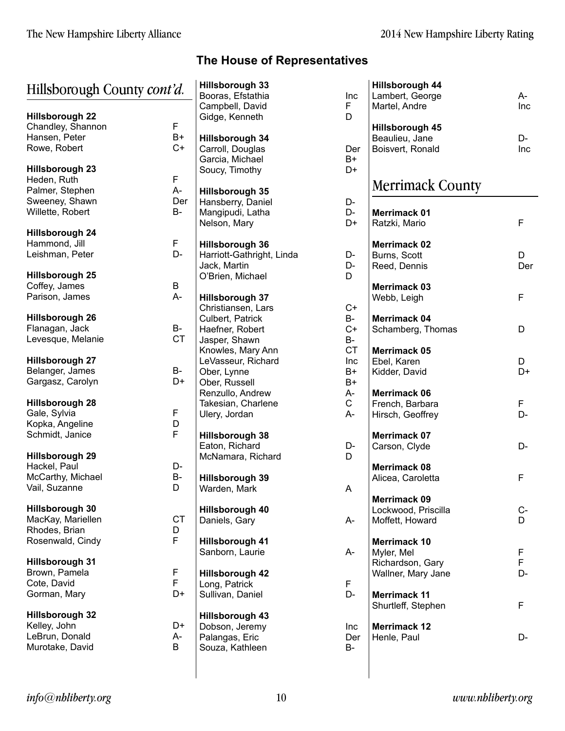## The House of Representatives

### Hillsborough County *cont'd.*

**Hillsborough 22**

| | |
|---|---|
| Chandley, Shannon | F |
| Hansen, Peter | B+ |
| Rowe, Robert | C+ |

**Hillsborough 23**

| | |
|---|---|
| Heden, Ruth | F |
| Palmer, Stephen | A- |
| Sweeney, Shawn | Der |
| Willette, Robert | B- |

**Hillsborough 24**

| | |
|---|---|
| Hammond, Jill | F |
| Leishman, Peter | D- |

**Hillsborough 25**

| | |
|---|---|
| Coffey, James | B |
| Parison, James | A- |

**Hillsborough 26**

| | |
|---|---|
| Flanagan, Jack | B- |
| Levesque, Melanie | CT |

**Hillsborough 27**

| | |
|---|---|
| Belanger, James | B- |
| Gargasz, Carolyn | D+ |

**Hillsborough 28**

| | |
|---|---|
| Gale, Sylvia | F |
| Kopka, Angeline | D |
| Schmidt, Janice | F |

**Hillsborough 29**

| | |
|---|---|
| Hackel, Paul | D- |
| McCarthy, Michael | B- |
| Vail, Suzanne | D |

**Hillsborough 30**

| | |
|---|---|
| MacKay, Mariellen | CT |
| Rhodes, Brian | D |
| Rosenwald, Cindy | F |

**Hillsborough 31**

| | |
|---|---|
| Brown, Pamela | F |
| Cote, David | F |
| Gorman, Mary | D+ |

**Hillsborough 32**

| | |
|---|---|
| Kelley, John | D+ |
| LeBrun, Donald | A- |
| Murotake, David | B |

**Hillsborough 33**

| | |
|---|---|
| Booras, Efstathia | Inc |
| Campbell, David | F |
| Gidge, Kenneth | D |

**Hillsborough 34**

| | |
|---|---|
| Carroll, Douglas | Der |
| Garcia, Michael | B+ |
| Soucy, Timothy | D+ |

**Hillsborough 35**

| | |
|---|---|
| Hansberry, Daniel | D- |
| Mangipudi, Latha | D- |
| Nelson, Mary | D+ |

**Hillsborough 36**

| | |
|---|---|
| Harriott-Gathright, Linda | D- |
| Jack, Martin | D- |
| O'Brien, Michael | D |

**Hillsborough 37**

| | |
|---|---|
| Christiansen, Lars | C+ |
| Culbert, Patrick | B- |
| Haefner, Robert | C+ |
| Jasper, Shawn | B- |
| Knowles, Mary Ann | CT |
| LeVasseur, Richard | Inc |
| Ober, Lynne | B+ |
| Ober, Russell | B+ |
| Renzullo, Andrew | A- |
| Takesian, Charlene | C |
| Ulery, Jordan | A- |

**Hillsborough 38**

| | |
|---|---|
| Eaton, Richard | D- |
| McNamara, Richard | D |

**Hillsborough 39**

| | |
|---|---|
| Warden, Mark | A |

**Hillsborough 40**

| | |
|---|---|
| Daniels, Gary | A- |

**Hillsborough 41**

| | |
|---|---|
| Sanborn, Laurie | A- |

**Hillsborough 42**

| | |
|---|---|
| Long, Patrick | F |
| Sullivan, Daniel | D- |

**Hillsborough 43**

| | |
|---|---|
| Dobson, Jeremy | Inc |
| Palangas, Eric | Der |
| Souza, Kathleen | B- |

**Hillsborough 44**

| | |
|---|---|
| Lambert, George | A- |
| Martel, Andre | Inc |

**Hillsborough 45**

| | |
|---|---|
| Beaulieu, Jane | D- |
| Boisvert, Ronald | Inc |

### Merrimack County

**Merrimack 01**

| | |
|---|---|
| Ratzki, Mario | F |

**Merrimack 02**

| | |
|---|---|
| Burns, Scott | D |
| Reed, Dennis | Der |

**Merrimack 03**

| | |
|---|---|
| Webb, Leigh | F |

**Merrimack 04**

| | |
|---|---|
| Schamberg, Thomas | D |

**Merrimack 05**

| | |
|---|---|
| Ebel, Karen | D |
| Kidder, David | D+ |

**Merrimack 06**

| | |
|---|---|
| French, Barbara | F |
| Hirsch, Geoffrey | D- |

**Merrimack 07**

| | |
|---|---|
| Carson, Clyde | D- |

**Merrimack 08**

| | |
|---|---|
| Alicea, Caroletta | F |

**Merrimack 09**

| | |
|---|---|
| Lockwood, Priscilla | C- |
| Moffett, Howard | D |

**Merrimack 10**

| | |
|---|---|
| Myler, Mel | F |
| Richardson, Gary | F |
| Wallner, Mary Jane | D- |

**Merrimack 11**

| | |
|---|---|
| Shurtleff, Stephen | F |

**Merrimack 12**

| | |
|---|---|
| Henle, Paul | D- |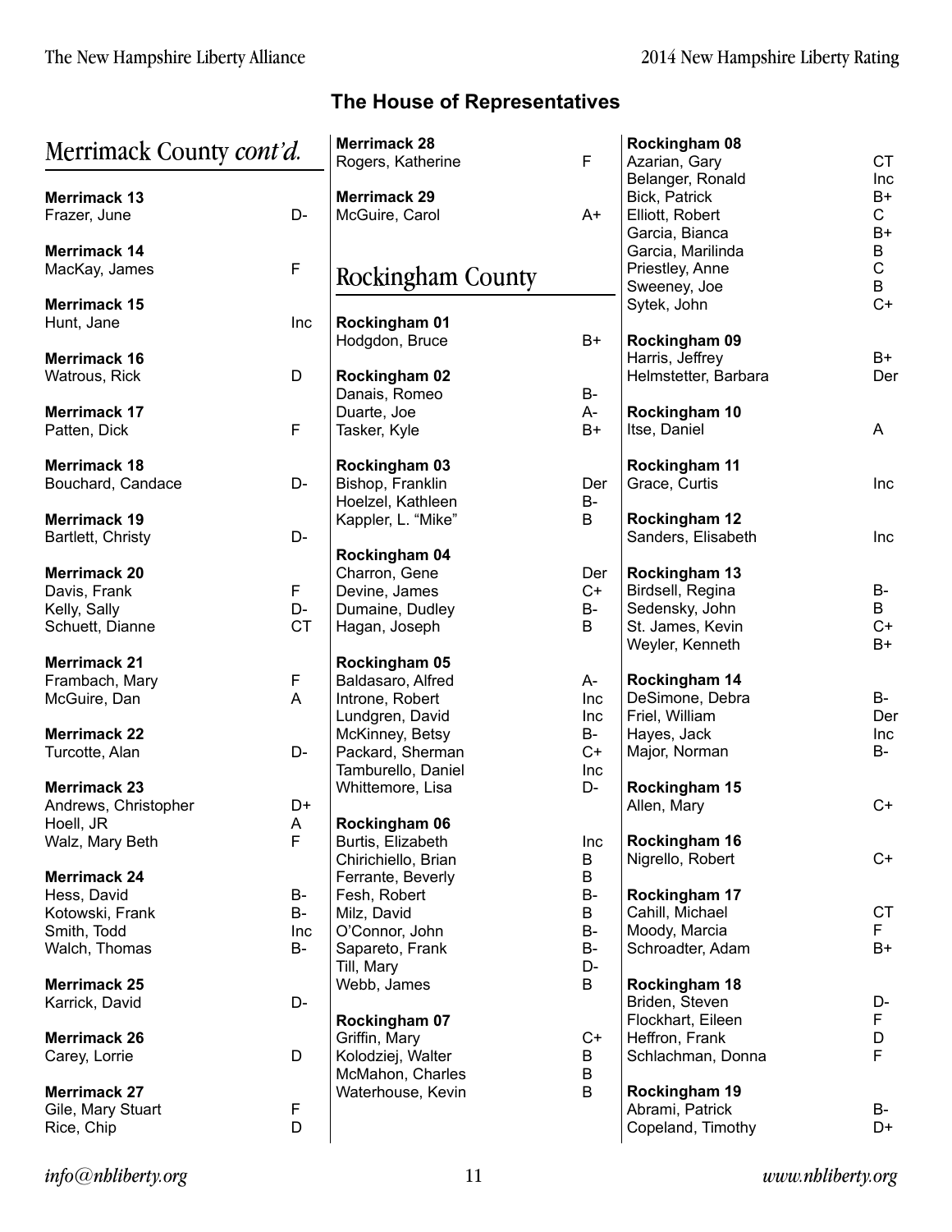## The House of Representatives

### Merrimack County *cont'd.*

**Merrimack 13**
| | |
|---|---|
| Frazer, June | D- |

**Merrimack 14**
| | |
|---|---|
| MacKay, James | F |

**Merrimack 15**
| | |
|---|---|
| Hunt, Jane | Inc |

**Merrimack 16**
| | |
|---|---|
| Watrous, Rick | D |

**Merrimack 17**
| | |
|---|---|
| Patten, Dick | F |

**Merrimack 18**
| | |
|---|---|
| Bouchard, Candace | D- |

**Merrimack 19**
| | |
|---|---|
| Bartlett, Christy | D- |

**Merrimack 20**
| | |
|---|---|
| Davis, Frank | F |
| Kelly, Sally | D- |
| Schuett, Dianne | CT |

**Merrimack 21**
| | |
|---|---|
| Frambach, Mary | F |
| McGuire, Dan | A |

**Merrimack 22**
| | |
|---|---|
| Turcotte, Alan | D- |

**Merrimack 23**
| | |
|---|---|
| Andrews, Christopher | D+ |
| Hoell, JR | A |
| Walz, Mary Beth | F |

**Merrimack 24**
| | |
|---|---|
| Hess, David | B- |
| Kotowski, Frank | B- |
| Smith, Todd | Inc |
| Walch, Thomas | B- |

**Merrimack 25**
| | |
|---|---|
| Karrick, David | D- |

**Merrimack 26**
| | |
|---|---|
| Carey, Lorrie | D |

**Merrimack 27**
| | |
|---|---|
| Gile, Mary Stuart | F |
| Rice, Chip | D |

**Merrimack 28**
| | |
|---|---|
| Rogers, Katherine | F |

**Merrimack 29**
| | |
|---|---|
| McGuire, Carol | A+ |

### Rockingham County

**Rockingham 01**
| | |
|---|---|
| Hodgdon, Bruce | B+ |

**Rockingham 02**
| | |
|---|---|
| Danais, Romeo | B- |
| Duarte, Joe | A- |
| Tasker, Kyle | B+ |

**Rockingham 03**
| | |
|---|---|
| Bishop, Franklin | Der |
| Hoelzel, Kathleen | B- |
| Kappler, L. "Mike" | B |

**Rockingham 04**
| | |
|---|---|
| Charron, Gene | Der |
| Devine, James | C+ |
| Dumaine, Dudley | B- |
| Hagan, Joseph | B |

**Rockingham 05**
| | |
|---|---|
| Baldasaro, Alfred | A- |
| Introne, Robert | Inc |
| Lundgren, David | Inc |
| McKinney, Betsy | B- |
| Packard, Sherman | C+ |
| Tamburello, Daniel | Inc |
| Whittemore, Lisa | D- |

**Rockingham 06**
| | |
|---|---|
| Burtis, Elizabeth | Inc |
| Chirichiello, Brian | B |
| Ferrante, Beverly | B |
| Fesh, Robert | B- |
| Milz, David | B |
| O'Connor, John | B- |
| Sapareto, Frank | B- |
| Till, Mary | D- |
| Webb, James | B |

**Rockingham 07**
| | |
|---|---|
| Griffin, Mary | C+ |
| Kolodziej, Walter | B |
| McMahon, Charles | B |
| Waterhouse, Kevin | B |

**Rockingham 08**
| | |
|---|---|
| Azarian, Gary | CT |
| Belanger, Ronald | Inc |
| Bick, Patrick | B+ |
| Elliott, Robert | C |
| Garcia, Bianca | B+ |
| Garcia, Marilinda | B |
| Priestley, Anne | C |
| Sweeney, Joe | B |
| Sytek, John | C+ |

**Rockingham 09**
| | |
|---|---|
| Harris, Jeffrey | B+ |
| Helmstetter, Barbara | Der |

**Rockingham 10**
| | |
|---|---|
| Itse, Daniel | A |

**Rockingham 11**
| | |
|---|---|
| Grace, Curtis | Inc |

**Rockingham 12**
| | |
|---|---|
| Sanders, Elisabeth | Inc |

**Rockingham 13**
| | |
|---|---|
| Birdsell, Regina | B- |
| Sedensky, John | B |
| St. James, Kevin | C+ |
| Weyler, Kenneth | B+ |

**Rockingham 14**
| | |
|---|---|
| DeSimone, Debra | B- |
| Friel, William | Der |
| Hayes, Jack | Inc |
| Major, Norman | B- |

**Rockingham 15**
| | |
|---|---|
| Allen, Mary | C+ |

**Rockingham 16**
| | |
|---|---|
| Nigrello, Robert | C+ |

**Rockingham 17**
| | |
|---|---|
| Cahill, Michael | CT |
| Moody, Marcia | F |
| Schroadter, Adam | B+ |

**Rockingham 18**
| | |
|---|---|
| Briden, Steven | D- |
| Flockhart, Eileen | F |
| Heffron, Frank | D |
| Schlachman, Donna | F |

**Rockingham 19**
| | |
|---|---|
| Abrami, Patrick | B- |
| Copeland, Timothy | D+ |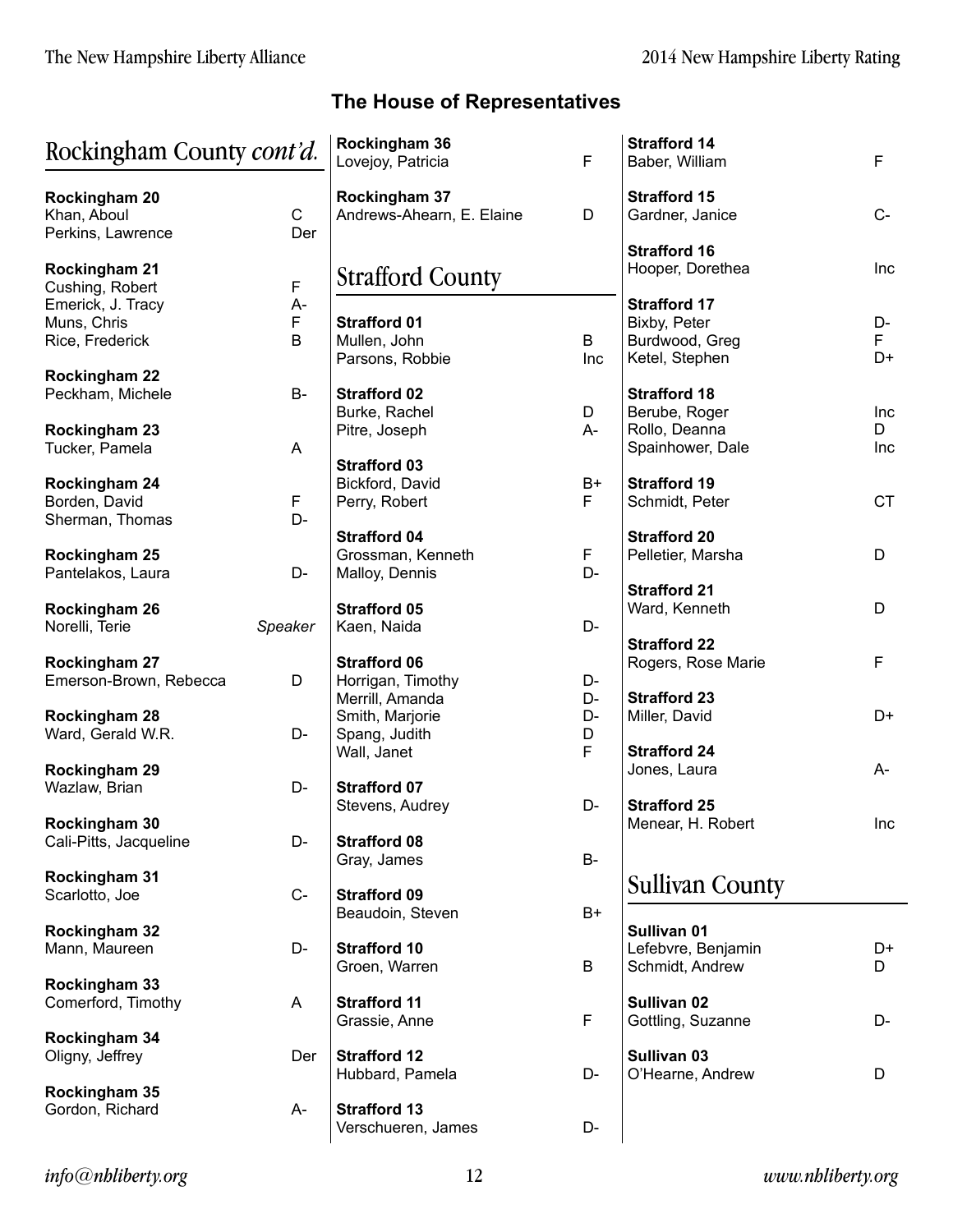## The House of Representatives

## Rockingham County *cont'd.*

**Rockingham 20**
Khan, Aboul — C
Perkins, Lawrence — Der

**Rockingham 21**
Cushing, Robert — F
Emerick, J. Tracy — A-
Muns, Chris — F
Rice, Frederick — B

**Rockingham 22**
Peckham, Michele — B-

**Rockingham 23**
Tucker, Pamela — A

**Rockingham 24**
Borden, David — F
Sherman, Thomas — D-

**Rockingham 25**
Pantelakos, Laura — D-

**Rockingham 26**
Norelli, Terie — *Speaker*

**Rockingham 27**
Emerson-Brown, Rebecca — D

**Rockingham 28**
Ward, Gerald W.R. — D-

**Rockingham 29**
Wazlaw, Brian — D-

**Rockingham 30**
Cali-Pitts, Jacqueline — D-

**Rockingham 31**
Scarlotto, Joe — C-

**Rockingham 32**
Mann, Maureen — D-

**Rockingham 33**
Comerford, Timothy — A

**Rockingham 34**
Oligny, Jeffrey — Der

**Rockingham 35**
Gordon, Richard — A-

**Rockingham 36**
Lovejoy, Patricia — F

**Rockingham 37**
Andrews-Ahearn, E. Elaine — D

## Strafford County

**Strafford 01**
Mullen, John — B
Parsons, Robbie — Inc

**Strafford 02**
Burke, Rachel — D
Pitre, Joseph — A-

**Strafford 03**
Bickford, David — B+
Perry, Robert — F

**Strafford 04**
Grossman, Kenneth — F
Malloy, Dennis — D-

**Strafford 05**
Kaen, Naida — D-

**Strafford 06**
Horrigan, Timothy — D-
Merrill, Amanda — D-
Smith, Marjorie — D-
Spang, Judith — D
Wall, Janet — F

**Strafford 07**
Stevens, Audrey — D-

**Strafford 08**
Gray, James — B-

**Strafford 09**
Beaudoin, Steven — B+

**Strafford 10**
Groen, Warren — B

**Strafford 11**
Grassie, Anne — F

**Strafford 12**
Hubbard, Pamela — D-

**Strafford 13**
Verschueren, James — D-

**Strafford 14**
Baber, William — F

**Strafford 15**
Gardner, Janice — C-

**Strafford 16**
Hooper, Dorethea — Inc

**Strafford 17**
Bixby, Peter — D-
Burdwood, Greg — F
Ketel, Stephen — D+

**Strafford 18**
Berube, Roger — Inc
Rollo, Deanna — D
Spainhower, Dale — Inc

**Strafford 19**
Schmidt, Peter — CT

**Strafford 20**
Pelletier, Marsha — D

**Strafford 21**
Ward, Kenneth — D

**Strafford 22**
Rogers, Rose Marie — F

**Strafford 23**
Miller, David — D+

**Strafford 24**
Jones, Laura — A-

**Strafford 25**
Menear, H. Robert — Inc

## Sullivan County

**Sullivan 01**
Lefebvre, Benjamin — D+
Schmidt, Andrew — D

**Sullivan 02**
Gottling, Suzanne — D-

**Sullivan 03**
O'Hearne, Andrew — D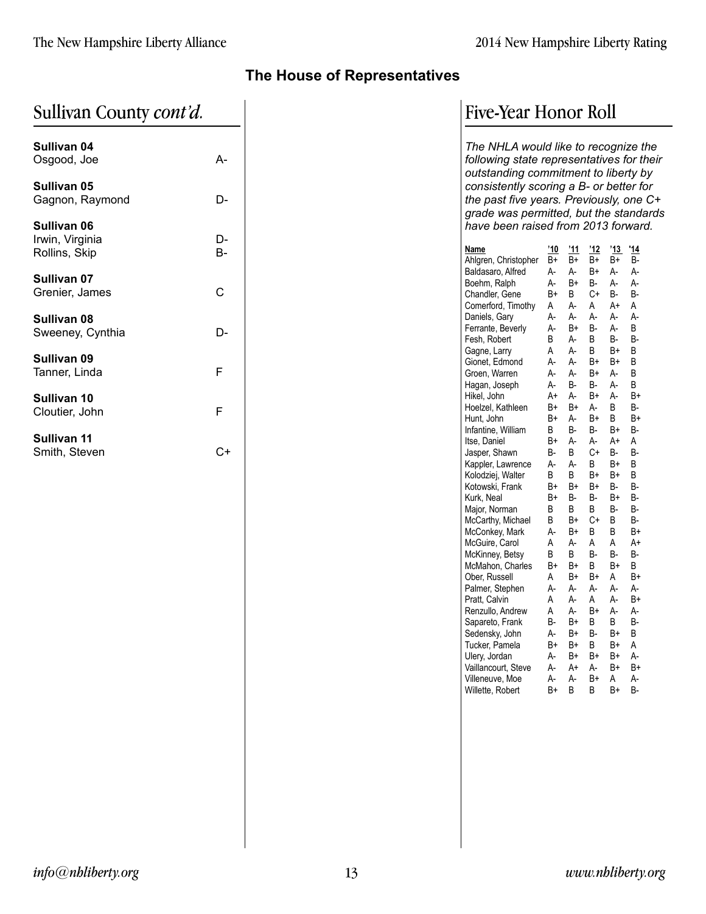## The House of Representatives

# Sullivan County *cont'd.*

**Sullivan 04**
Osgood, Joe — A-

**Sullivan 05**
Gagnon, Raymond — D-

**Sullivan 06**
Irwin, Virginia — D-
Rollins, Skip — B-

**Sullivan 07**
Grenier, James — C

**Sullivan 08**
Sweeney, Cynthia — D-

**Sullivan 09**
Tanner, Linda — F

**Sullivan 10**
Cloutier, John — F

**Sullivan 11**
Smith, Steven — C+

# Five-Year Honor Roll

*The NHLA would like to recognize the following state representatives for their outstanding commitment to liberty by consistently scoring a B- or better for the past five years. Previously, one C+ grade was permitted, but the standards have been raised from 2013 forward.*

| Name | '10 | '11 | '12 | '13 | '14 |
|---|---|---|---|---|---|
| Ahlgren, Christopher | B+ | B+ | B+ | B+ | B- |
| Baldasaro, Alfred | A- | A- | B+ | A- | A- |
| Boehm, Ralph | A- | B+ | B- | A- | A- |
| Chandler, Gene | B+ | B | C+ | B- | B- |
| Comerford, Timothy | A | A- | A | A+ | A |
| Daniels, Gary | A- | A- | A- | A- | A- |
| Ferrante, Beverly | A- | B+ | B- | A- | B |
| Fesh, Robert | B | A- | B | B- | B- |
| Gagne, Larry | A | A- | B | B+ | B |
| Gionet, Edmond | A- | A- | B+ | B+ | B |
| Groen, Warren | A- | A- | B+ | A- | B |
| Hagan, Joseph | A- | B- | B- | A- | B |
| Hikel, John | A+ | A- | B+ | A- | B+ |
| Hoelzel, Kathleen | B+ | B+ | A- | B | B- |
| Hunt, John | B+ | A- | B+ | B | B+ |
| Infantine, William | B | B- | B- | B+ | B- |
| Itse, Daniel | B+ | A- | A- | A+ | A |
| Jasper, Shawn | B- | B | C+ | B- | B- |
| Kappler, Lawrence | A- | A- | B | B+ | B |
| Kolodziej, Walter | B | B | B+ | B+ | B |
| Kotowski, Frank | B+ | B+ | B+ | B- | B- |
| Kurk, Neal | B+ | B- | B- | B+ | B- |
| Major, Norman | B | B | B | B- | B- |
| McCarthy, Michael | B | B+ | C+ | B | B- |
| McConkey, Mark | A- | B+ | B | B | B+ |
| McGuire, Carol | A | A- | A | A | A+ |
| McKinney, Betsy | B | B | B- | B- | B- |
| McMahon, Charles | B+ | B+ | B | B+ | B |
| Ober, Russell | A | B+ | B+ | A | B+ |
| Palmer, Stephen | A- | A- | A- | A- | A- |
| Pratt, Calvin | A | A- | A | A- | B+ |
| Renzullo, Andrew | A | A- | B+ | A- | A- |
| Sapareto, Frank | B- | B+ | B | B | B- |
| Sedensky, John | A- | B+ | B- | B+ | B |
| Tucker, Pamela | B+ | B+ | B | B+ | A |
| Ulery, Jordan | A- | B+ | B+ | B+ | A- |
| Vaillancourt, Steve | A- | A+ | A- | B+ | B+ |
| Villeneuve, Moe | A- | A- | B+ | A | A- |
| Willette, Robert | B+ | B | B | B+ | B- |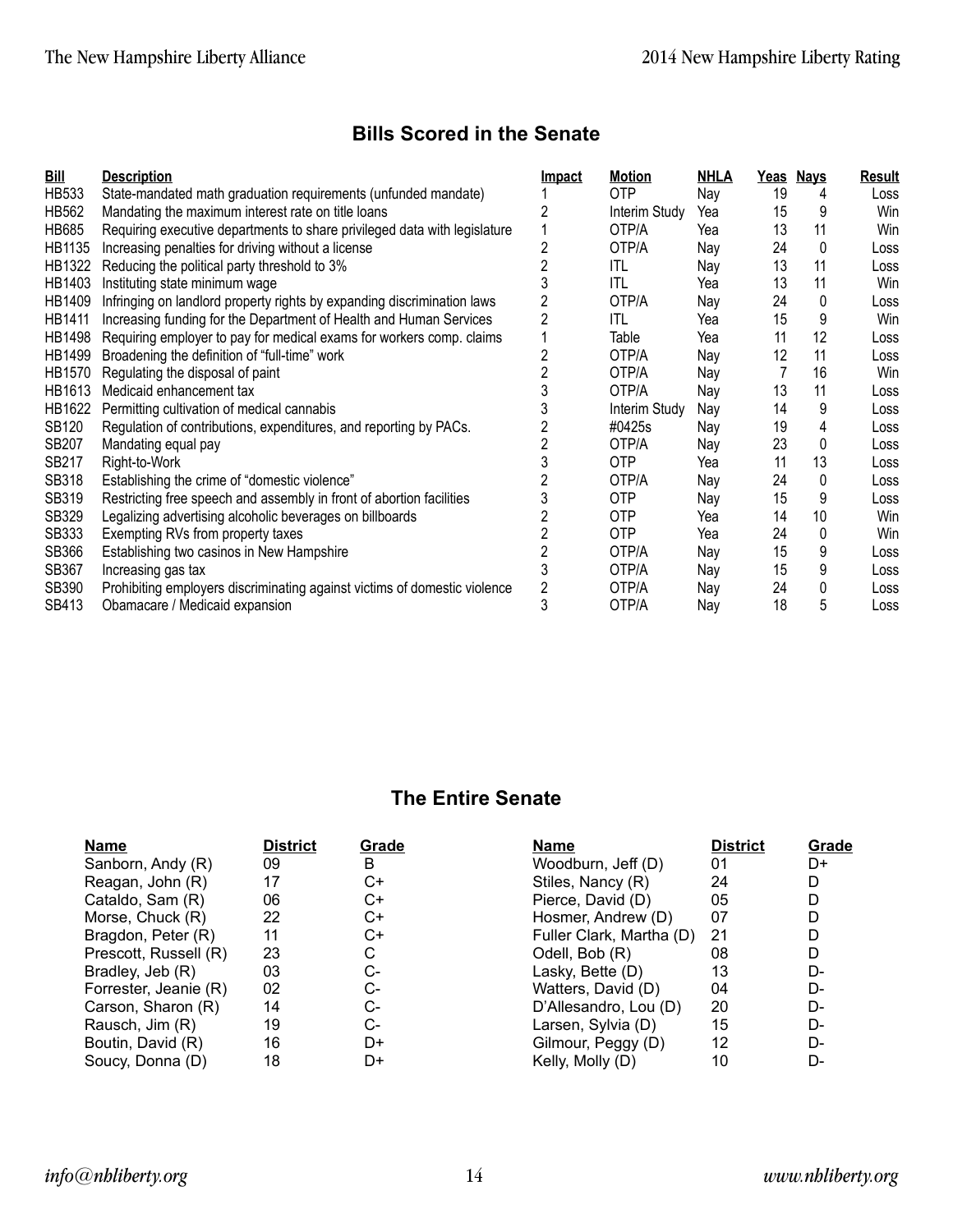## Bills Scored in the Senate

| Bill | Description | Impact | Motion | NHLA | Yeas | Nays | Result |
|---|---|---|---|---|---|---|---|
| HB533 | State-mandated math graduation requirements (unfunded mandate) | 1 | OTP | Nay | 19 | 4 | Loss |
| HB562 | Mandating the maximum interest rate on title loans | 2 | Interim Study | Yea | 15 | 9 | Win |
| HB685 | Requiring executive departments to share privileged data with legislature | 1 | OTP/A | Yea | 13 | 11 | Win |
| HB1135 | Increasing penalties for driving without a license | 2 | OTP/A | Nay | 24 | 0 | Loss |
| HB1322 | Reducing the political party threshold to 3% | 2 | ITL | Nay | 13 | 11 | Loss |
| HB1403 | Instituting state minimum wage | 3 | ITL | Yea | 13 | 11 | Win |
| HB1409 | Infringing on landlord property rights by expanding discrimination laws | 2 | OTP/A | Nay | 24 | 0 | Loss |
| HB1411 | Increasing funding for the Department of Health and Human Services | 2 | ITL | Yea | 15 | 9 | Win |
| HB1498 | Requiring employer to pay for medical exams for workers comp. claims | 1 | Table | Yea | 11 | 12 | Loss |
| HB1499 | Broadening the definition of "full-time" work | 2 | OTP/A | Nay | 12 | 11 | Loss |
| HB1570 | Regulating the disposal of paint | 2 | OTP/A | Nay | 7 | 16 | Win |
| HB1613 | Medicaid enhancement tax | 3 | OTP/A | Nay | 13 | 11 | Loss |
| HB1622 | Permitting cultivation of medical cannabis | 3 | Interim Study | Nay | 14 | 9 | Loss |
| SB120 | Regulation of contributions, expenditures, and reporting by PACs. | 2 | #0425s | Nay | 19 | 4 | Loss |
| SB207 | Mandating equal pay | 2 | OTP/A | Nay | 23 | 0 | Loss |
| SB217 | Right-to-Work | 3 | OTP | Yea | 11 | 13 | Loss |
| SB318 | Establishing the crime of "domestic violence" | 2 | OTP/A | Nay | 24 | 0 | Loss |
| SB319 | Restricting free speech and assembly in front of abortion facilities | 3 | OTP | Nay | 15 | 9 | Loss |
| SB329 | Legalizing advertising alcoholic beverages on billboards | 2 | OTP | Yea | 14 | 10 | Win |
| SB333 | Exempting RVs from property taxes | 2 | OTP | Yea | 24 | 0 | Win |
| SB366 | Establishing two casinos in New Hampshire | 2 | OTP/A | Nay | 15 | 9 | Loss |
| SB367 | Increasing gas tax | 3 | OTP/A | Nay | 15 | 9 | Loss |
| SB390 | Prohibiting employers discriminating against victims of domestic violence | 2 | OTP/A | Nay | 24 | 0 | Loss |
| SB413 | Obamacare / Medicaid expansion | 3 | OTP/A | Nay | 18 | 5 | Loss |

## The Entire Senate

| Name | District | Grade |
|---|---|---|
| Sanborn, Andy (R) | 09 | B |
| Reagan, John (R) | 17 | C+ |
| Cataldo, Sam (R) | 06 | C+ |
| Morse, Chuck (R) | 22 | C+ |
| Bragdon, Peter (R) | 11 | C+ |
| Prescott, Russell (R) | 23 | C |
| Bradley, Jeb (R) | 03 | C- |
| Forrester, Jeanie (R) | 02 | C- |
| Carson, Sharon (R) | 14 | C- |
| Rausch, Jim (R) | 19 | C- |
| Boutin, David (R) | 16 | D+ |
| Soucy, Donna (D) | 18 | D+ |
| Woodburn, Jeff (D) | 01 | D+ |
| Stiles, Nancy (R) | 24 | D |
| Pierce, David (D) | 05 | D |
| Hosmer, Andrew (D) | 07 | D |
| Fuller Clark, Martha (D) | 21 | D |
| Odell, Bob (R) | 08 | D |
| Lasky, Bette (D) | 13 | D- |
| Watters, David (D) | 04 | D- |
| D'Allesandro, Lou (D) | 20 | D- |
| Larsen, Sylvia (D) | 15 | D- |
| Gilmour, Peggy (D) | 12 | D- |
| Kelly, Molly (D) | 10 | D- |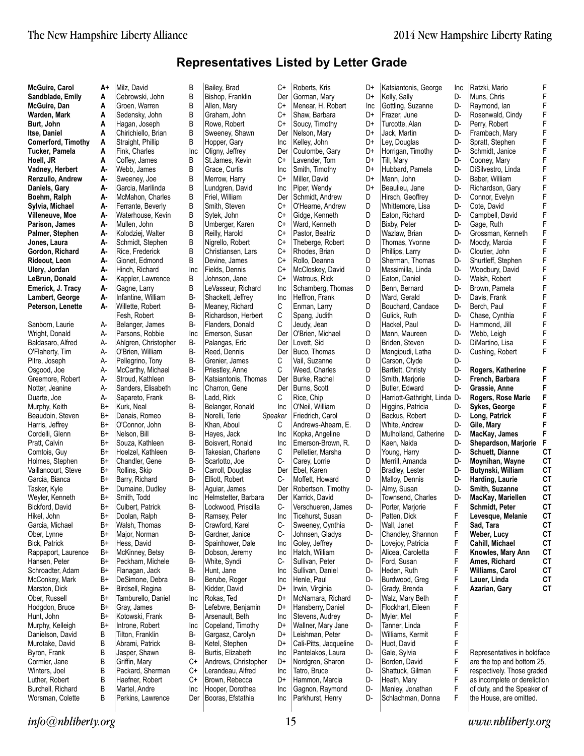# Representatives Listed by Letter Grade

| Name | Grade |
|---|---|
| **McGuire, Carol** | **A+** |
| **Sandblade, Emily** | **A** |
| **McGuire, Dan** | **A** |
| **Warden, Mark** | **A** |
| **Burt, John** | **A** |
| **Itse, Daniel** | **A** |
| **Comerford, Timothy** | **A** |
| **Tucker, Pamela** | **A** |
| **Hoell, JR** | **A** |
| **Vadney, Herbert** | **A-** |
| **Renzullo, Andrew** | **A-** |
| **Daniels, Gary** | **A-** |
| **Boehm, Ralph** | **A-** |
| **Sylvia, Michael** | **A-** |
| **Villeneuve, Moe** | **A-** |
| **Parison, James** | **A-** |
| **Palmer, Stephen** | **A-** |
| **Jones, Laura** | **A-** |
| **Gordon, Richard** | **A-** |
| **Rideout, Leon** | **A-** |
| **Ulery, Jordan** | **A-** |
| **LeBrun, Donald** | **A-** |
| **Emerick, J. Tracy** | **A-** |
| **Lambert, George** | **A-** |
| **Peterson, Lenette** | **A-** |
| Sanborn, Laurie | A- |
| Wright, Donald | A- |
| Baldasaro, Alfred | A- |
| O'Flaherty, Tim | A- |
| Pitre, Joseph | A- |
| Osgood, Joe | A- |
| Greemore, Robert | A- |
| Notter, Jeanine | A- |
| Duarte, Joe | A- |
| Murphy, Keith | B+ |
| Beaudoin, Steven | B+ |
| Harris, Jeffrey | B+ |
| Cordelli, Glenn | B+ |
| Pratt, Calvin | B+ |
| Comtois, Guy | B+ |
| Holmes, Stephen | B+ |
| Vaillancourt, Steve | B+ |
| Garcia, Bianca | B+ |
| Tasker, Kyle | B+ |
| Weyler, Kenneth | B+ |
| Bickford, David | B+ |
| Hikel, John | B+ |
| Garcia, Michael | B+ |
| Ober, Lynne | B+ |
| Bick, Patrick | B+ |
| Rappaport, Laurence | B+ |
| Hansen, Peter | B+ |
| Schroadter, Adam | B+ |
| McConkey, Mark | B+ |
| Marston, Dick | B+ |
| Ober, Russell | B+ |
| Hodgdon, Bruce | B+ |
| Hunt, John | B+ |
| Murphy, Kelleigh | B+ |
| Danielson, David | B |
| Murotake, David | B |
| Byron, Frank | B |
| Cormier, Jane | B |
| Winters, Joel | B |
| Luther, Robert | B |
| Burchell, Richard | B |
| Worsman, Colette | B |
| Milz, David | B |
| Cebrowski, John | B |
| Groen, Warren | B |
| Sedensky, John | B |
| Hagan, Joseph | B |
| Chirichiello, Brian | B |
| Straight, Phillip | B |
| Fink, Charles | Inc |
| Coffey, James | B |
| Webb, James | B |
| Sweeney, Joe | B |
| Garcia, Marilinda | B |
| McMahon, Charles | B |
| Ferrante, Beverly | B |
| Waterhouse, Kevin | B |
| Mullen, John | B |
| Kolodziej, Walter | B |
| Schmidt, Stephen | B |
| Rice, Frederick | B |
| Gionet, Edmond | B |
| Hinch, Richard | Inc |
| Kappler, Lawrence | B |
| Gagne, Larry | B |
| Infantine, William | B- |
| Willette, Robert | B- |
| Fesh, Robert | B- |
| Belanger, James | B- |
| Parsons, Robbie | Inc |
| Ahlgren, Christopher | B- |
| O'Brien, William | B- |
| Pellegrino, Tony | B- |
| McCarthy, Michael | B- |
| Stroud, Kathleen | B- |
| Sanders, Elisabeth | Inc |
| Sapareto, Frank | B- |
| Kurk, Neal | B- |
| Danais, Romeo | B- |
| O'Connor, John | B- |
| Nelson, Bill | B- |
| Souza, Kathleen | B- |
| Hoelzel, Kathleen | B- |
| Chandler, Gene | B- |
| Rollins, Skip | B- |
| Barry, Richard | B- |
| Dumaine, Dudley | B- |
| Smith, Todd | Inc |
| Culbert, Patrick | B- |
| Doolan, Ralph | B- |
| Walsh, Thomas | B- |
| Major, Norman | B- |
| Hess, David | B- |
| McKinney, Betsy | B- |
| Peckham, Michele | B- |
| Flanagan, Jack | B- |
| DeSimone, Debra | B- |
| Birdsell, Regina | B- |
| Tamburello, Daniel | Inc |
| Gray, James | B- |
| Kotowski, Frank | B- |
| Introne, Robert | Inc |
| Tilton, Franklin | B- |
| Abrami, Patrick | B- |
| Jasper, Shawn | B- |
| Griffin, Mary | C+ |
| Packard, Sherman | C+ |
| Haefner, Robert | C+ |
| Martel, Andre | Inc |
| Perkins, Lawrence | Der |
| Bailey, Brad | C+ |
| Bishop, Franklin | Der |
| Allen, Mary | C+ |
| Graham, John | C+ |
| Rowe, Robert | C+ |
| Sweeney, Shawn | Der |
| Hopper, Gary | Inc |
| Oligny, Jeffrey | Der |
| St.James, Kevin | C+ |
| Grace, Curtis | Inc |
| Merrow, Harry | C+ |
| Lundgren, David | Inc |
| Friel, William | Der |
| Smith, Steven | C+ |
| Sytek, John | C+ |
| Umberger, Karen | C+ |
| Reilly, Harold | C+ |
| Nigrello, Robert | C+ |
| Christiansen, Lars | C+ |
| Devine, James | C+ |
| Fields, Dennis | C+ |
| Johnson, Jane | C+ |
| LeVasseur, Richard | Inc |
| Shackett, Jeffrey | Inc |
| Meaney, Richard | C |
| Richardson, Herbert | C |
| Flanders, Donald | C |
| Emerson, Susan | Der |
| Palangas, Eric | Der |
| Reed, Dennis | Der |
| Grenier, James | C |
| Priestley, Anne | C |
| Katsiantonis, Thomas | Der |
| Charron, Gene | Der |
| Ladd, Rick | C |
| Belanger, Ronald | Inc |
| Norelli, Terie | *Speaker* |
| Khan, Aboul | C |
| Hayes, Jack | Inc |
| Boisvert, Ronald | Inc |
| Takesian, Charlene | C |
| Scarlotto, Joe | C- |
| Carroll, Douglas | Der |
| Elliott, Robert | C- |
| Aguiar, James | Der |
| Helmstetter, Barbara | Der |
| Lockwood, Priscilla | C- |
| Ramsey, Peter | Inc |
| Crawford, Karel | C- |
| Gardner, Janice | C- |
| Spainhower, Dale | Inc |
| Dobson, Jeremy | Inc |
| White, Syndi | C- |
| Hunt, Jane | Inc |
| Berube, Roger | Inc |
| Kidder, David | D+ |
| Rokas, Ted | D+ |
| Lefebvre, Benjamin | D+ |
| Arsenault, Beth | Inc |
| Copeland, Timothy | D+ |
| Gargasz, Carolyn | D+ |
| Ketel, Stephen | D+ |
| Burtis, Elizabeth | Inc |
| Andrews, Christopher | D+ |
| Lerandeau, Alfred | Inc |
| Brown, Rebecca | D+ |
| Hooper, Dorothea | Inc |
| Booras, Efstathia | Inc |
| Roberts, Kris | D+ |
| Gorman, Mary | D+ |
| Menear, H. Robert | Inc |
| Shaw, Barbara | D+ |
| Soucy, Timothy | D+ |
| Nelson, Mary | D+ |
| Kelley, John | D+ |
| Coulombe, Gary | D+ |
| Lavender, Tom | D+ |
| Smith, Timothy | D+ |
| Miller, David | D+ |
| Piper, Wendy | D+ |
| Schmidt, Andrew | D |
| O'Hearne, Andrew | D |
| Gidge, Kenneth | D |
| Ward, Kenneth | D |
| Pastor, Beatriz | D |
| Theberge, Robert | D |
| Rhodes, Brian | D |
| Rollo, Deanna | D |
| McCloskey, David | D |
| Watrous, Rick | D |
| Schamberg, Thomas | D |
| Heffron, Frank | D |
| Enman, Larry | D |
| Spang, Judith | D |
| Jeudy, Jean | D |
| O'Brien, Michael | D |
| Lovett, Sid | D |
| Buco, Thomas | D |
| Vail, Suzanne | D |
| Weed, Charles | D |
| Burke, Rachel | D |
| Burns, Scott | D |
| Rice, Chip | D |
| O'Neil, William | D |
| Friedrich, Carol | D |
| Andrews-Ahearn, E. | D |
| Kopka, Angeline | D |
| Emerson-Brown, R. | D |
| Pelletier, Marsha | D |
| Carey, Lorrie | D |
| Ebel, Karen | D |
| Moffett, Howard | D |
| Robertson, Timothy | D- |
| Karrick, David | D- |
| Verschueren, James | D- |
| Ticehurst, Susan | D- |
| Sweeney, Cynthia | D- |
| Johnsen, Gladys | D- |
| Goley, Jeffrey | D- |
| Hatch, William | D- |
| Sullivan, Peter | D- |
| Sullivan, Daniel | D- |
| Henle, Paul | D- |
| Irwin, Virginia | D- |
| McNamara, Richard | D- |
| Hansberry, Daniel | D- |
| Stevens, Audrey | D- |
| Wallner, Mary Jane | D- |
| Leishman, Peter | D- |
| Cali-Pitts, Jacqueline | D- |
| Pantelakos, Laura | D- |
| Nordgren, Sharon | D- |
| Tatro, Bruce | D- |
| Hammon, Marcia | D- |
| Gagnon, Raymond | D- |
| Parkhurst, Henry | D- |
| Katsiantonis, George | Inc |
| Kelly, Sally | D- |
| Gottling, Suzanne | D- |
| Frazer, June | D- |
| Turcotte, Alan | D- |
| Jack, Martin | D- |
| Ley, Douglas | D- |
| Horrigan, Timothy | D- |
| Till, Mary | D- |
| Hubbard, Pamela | D- |
| Mann, John | D- |
| Beaulieu, Jane | D- |
| Hirsch, Geoffrey | D- |
| Whittemore, Lisa | D- |
| Eaton, Richard | D- |
| Bixby, Peter | D- |
| Wazlaw, Brian | D- |
| Thomas, Yvonne | D- |
| Phillips, Larry | D- |
| Sherman, Thomas | D- |
| Massimilla, Linda | D- |
| Eaton, Daniel | D- |
| Benn, Bernard | D- |
| Ward, Gerald | D- |
| Bouchard, Candace | D- |
| Gulick, Ruth | D- |
| Hackel, Paul | D- |
| Mann, Maureen | D- |
| Briden, Steven | D- |
| Mangipudi, Latha | D- |
| Carson, Clyde | D- |
| Bartlett, Christy | D- |
| Smith, Marjorie | D- |
| Butler, Edward | D- |
| Harriott-Gathright, Linda | D- |
| Higgins, Patricia | D- |
| Backus, Robert | D- |
| White, Andrew | D- |
| Mulholland, Catherine | D- |
| Kaen, Naida | D- |
| Young, Harry | D- |
| Merrill, Amanda | D- |
| Bradley, Lester | D- |
| Malloy, Dennis | D- |
| Almy, Susan | D- |
| Townsend, Charles | D- |
| Porter, Marjorie | F |
| Patten, Dick | F |
| Wall, Janet | F |
| Chandley, Shannon | F |
| Lovejoy, Patricia | F |
| Alicea, Caroletta | F |
| Ford, Susan | F |
| Heden, Ruth | F |
| Burdwood, Greg | F |
| Grady, Brenda | F |
| Walz, Mary Beth | F |
| Flockhart, Eileen | F |
| Myler, Mel | F |
| Tanner, Linda | F |
| Williams, Kermit | F |
| Huot, David | F |
| Gale, Sylvia | F |
| Borden, David | F |
| Shattuck, Gilman | F |
| Heath, Mary | F |
| Manley, Jonathan | F |
| Schlachman, Donna | F |
| Ratzki, Mario | F |
| Muns, Chris | F |
| Raymond, Ian | F |
| Rosenwald, Cindy | F |
| Perry, Robert | F |
| Frambach, Mary | F |
| Spratt, Stephen | F |
| Schmidt, Janice | F |
| Cooney, Mary | F |
| DiSilvestro, Linda | F |
| Baber, William | F |
| Richardson, Gary | F |
| Connor, Evelyn | F |
| Cote, David | F |
| Campbell, David | F |
| Gage, Ruth | F |
| Grossman, Kenneth | F |
| Moody, Marcia | F |
| Cloutier, John | F |
| Shurtleff, Stephen | F |
| Woodbury, David | F |
| Walsh, Robert | F |
| Brown, Pamela | F |
| Davis, Frank | F |
| Berch, Paul | F |
| Chase, Cynthia | F |
| Hammond, Jill | F |
| Webb, Leigh | F |
| DiMartino, Lisa | F |
| Cushing, Robert | F |
| **Rogers, Katherine** | **F** |
| **French, Barbara** | **F** |
| **Grassie, Anne** | **F** |
| **Rogers, Rose Marie** | **F** |
| **Sykes, George** | **F** |
| **Long, Patrick** | **F** |
| **Gile, Mary** | **F** |
| **MacKay, James** | **F** |
| **Shepardson, Marjorie** | **F** |
| **Schuett, Dianne** | **CT** |
| **Moynihan, Wayne** | **CT** |
| **Butynski, William** | **CT** |
| **Harding, Laurie** | **CT** |
| **Smith, Suzanne** | **CT** |
| **MacKay, Mariellen** | **CT** |
| **Schmidt, Peter** | **CT** |
| **Levesque, Melanie** | **CT** |
| **Sad, Tara** | **CT** |
| **Weber, Lucy** | **CT** |
| **Cahill, Michael** | **CT** |
| **Knowles, Mary Ann** | **CT** |
| **Ames, Richard** | **CT** |
| **Williams, Carol** | **CT** |
| **Lauer, Linda** | **CT** |
| **Azarian, Gary** | **CT** |

Representatives in boldface are the top and bottom 25, respectively. Those graded as incomplete or dereliction of duty, and the Speaker of the House, are omitted.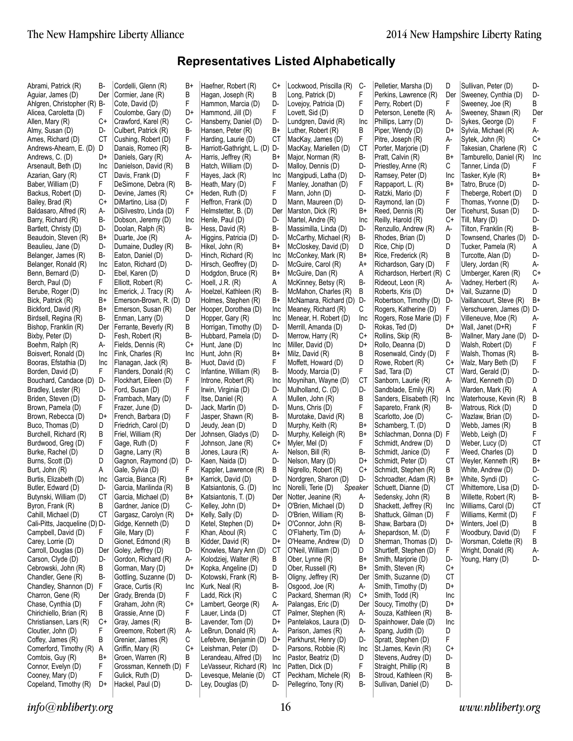# Representatives Listed Alphabetically

| Name | Rating |
|---|---|
| Abrami, Patrick (R) | B- |
| Aguiar, James (D) | Der |
| Ahlgren, Christopher (R) | B- |
| Alicea, Caroletta (D) | F |
| Allen, Mary (R) | C+ |
| Almy, Susan (D) | D- |
| Ames, Richard (D) | CT |
| Andrews-Ahearn, E. (D) | D |
| Andrews, C. (D) | D+ |
| Arsenault, Beth (D) | Inc |
| Azarian, Gary (R) | CT |
| Baber, William (D) | F |
| Backus, Robert (D) | D- |
| Bailey, Brad (R) | C+ |
| Baldasaro, Alfred (R) | A- |
| Barry, Richard (R) | B- |
| Bartlett, Christy (D) | D- |
| Beaudoin, Steven (R) | B+ |
| Beaulieu, Jane (D) | D- |
| Belanger, James (R) | B- |
| Belanger, Ronald (R) | Inc |
| Benn, Bernard (D) | D- |
| Berch, Paul (D) | F |
| Berube, Roger (D) | Inc |
| Bick, Patrick (R) | B+ |
| Bickford, David (R) | B+ |
| Birdsell, Regina (R) | B- |
| Bishop, Franklin (R) | Der |
| Bixby, Peter (D) | D- |
| Boehm, Ralph (R) | A- |
| Boisvert, Ronald (D) | Inc |
| Booras, Efstathia (D) | Inc |
| Borden, David (D) | F |
| Bouchard, Candace (D) | D- |
| Bradley, Lester (R) | D- |
| Briden, Steven (D) | D- |
| Brown, Pamela (D) | F |
| Brown, Rebecca (D) | D+ |
| Buco, Thomas (D) | D |
| Burchell, Richard (R) | B |
| Burdwood, Greg (D) | F |
| Burke, Rachel (D) | D |
| Burns, Scott (D) | D |
| Burt, John (R) | A |
| Burtis, Elizabeth (D) | Inc |
| Butler, Edward (D) | D- |
| Butynski, William (D) | CT |
| Byron, Frank (R) | B |
| Cahill, Michael (D) | CT |
| Cali-Pitts, Jacqueline (D) | D- |
| Campbell, David (D) | F |
| Carey, Lorrie (D) | D |
| Carroll, Douglas (D) | Der |
| Carson, Clyde (D) | D- |
| Cebrowski, John (R) | B |
| Chandler, Gene (R) | B- |
| Chandley, Shannon (D) | F |
| Charron, Gene (R) | Der |
| Chase, Cynthia (D) | F |
| Chirichiello, Brian (R) | B |
| Christiansen, Lars (R) | C+ |
| Cloutier, John (D) | F |
| Coffey, James (R) | B |
| Comerford, Timothy (R) | A |
| Comtois, Guy (R) | B+ |
| Connor, Evelyn (D) | F |
| Cooney, Mary (D) | F |
| Copeland, Timothy (R) | D+ |
| Cordelli, Glenn (R) | B+ |
| Cormier, Jane (R) | B |
| Cote, David (D) | F |
| Coulombe, Gary (D) | D+ |
| Crawford, Karel (R) | C- |
| Culbert, Patrick (R) | B- |
| Cushing, Robert (D) | F |
| Danais, Romeo (R) | B- |
| Daniels, Gary (R) | A- |
| Danielson, David (R) | B |
| Davis, Frank (D) | F |
| DeSimone, Debra (R) | B- |
| Devine, James (R) | C+ |
| DiMartino, Lisa (D) | F |
| DiSilvestro, Linda (D) | F |
| Dobson, Jeremy (D) | Inc |
| Doolan, Ralph (R) | B- |
| Duarte, Joe (R) | A- |
| Dumaine, Dudley (R) | B- |
| Eaton, Daniel (D) | D- |
| Eaton, Richard (D) | D- |
| Ebel, Karen (D) | D |
| Elliott, Robert (R) | C- |
| Emerick, J. Tracy (R) | A- |
| Emerson-Brown, R. (D) | D |
| Emerson, Susan (R) | Der |
| Enman, Larry (D) | D |
| Ferrante, Beverly (R) | B |
| Fesh, Robert (R) | B- |
| Fields, Dennis (R) | C+ |
| Fink, Charles (R) | Inc |
| Flanagan, Jack (R) | B- |
| Flanders, Donald (R) | C |
| Flockhart, Eileen (D) | F |
| Ford, Susan (D) | F |
| Frambach, Mary (D) | F |
| Frazer, June (D) | D- |
| French, Barbara (D) | F |
| Friedrich, Carol (D) | D |
| Friel, William (R) | Der |
| Gage, Ruth (D) | F |
| Gagne, Larry (R) | B |
| Gagnon, Raymond (D) | D- |
| Gale, Sylvia (D) | F |
| Garcia, Bianca (R) | B+ |
| Garcia, Marilinda (R) | B |
| Garcia, Michael (D) | B+ |
| Gardner, Janice (D) | C- |
| Gargasz, Carolyn (R) | D+ |
| Gidge, Kenneth (D) | D |
| Gile, Mary (D) | F |
| Gionet, Edmond (R) | B |
| Goley, Jeffrey (D) | D- |
| Gordon, Richard (R) | A- |
| Gorman, Mary (D) | D+ |
| Gottling, Suzanne (D) | D- |
| Grace, Curtis (R) | Inc |
| Grady, Brenda (D) | F |
| Graham, John (R) | C+ |
| Grassie, Anne (D) | F |
| Gray, James (R) | B- |
| Greemore, Robert (R) | A- |
| Grenier, James (R) | C |
| Griffin, Mary (R) | C+ |
| Groen, Warren (R) | B |
| Grossman, Kenneth (D) | F |
| Gulick, Ruth (D) | D- |
| Hackel, Paul (D) | D- |
| Haefner, Robert (R) | C+ |
| Hagan, Joseph (R) | B |
| Hammon, Marcia (D) | D- |
| Hammond, Jill (D) | F |
| Hansberry, Daniel (D) | D- |
| Hansen, Peter (R) | B+ |
| Harding, Laurie (D) | CT |
| Harriott-Gathright, L. (D) | D- |
| Harris, Jeffrey (R) | B+ |
| Hatch, William (D) | D- |
| Hayes, Jack (R) | Inc |
| Heath, Mary (D) | F |
| Heden, Ruth (D) | F |
| Heffron, Frank (D) | D |
| Helmstetter, B. (D) | Der |
| Henle, Paul (D) | D- |
| Hess, David (R) | B- |
| Higgins, Patricia (D) | D- |
| Hikel, John (R) | B+ |
| Hinch, Richard (R) | Inc |
| Hirsch, Geoffrey (D) | D- |
| Hodgdon, Bruce (R) | B+ |
| Hoell, J.R. (R) | A |
| Hoelzel, Kathleen (R) | B- |
| Holmes, Stephen (R) | B+ |
| Hooper, Dorothea (D) | Inc |
| Hopper, Gary (R) | Inc |
| Horrigan, Timothy (D) | D- |
| Hubbard, Pamela (D) | D- |
| Hunt, Jane (D) | Inc |
| Hunt, John (R) | B+ |
| Huot, David (D) | F |
| Infantine, William (R) | B- |
| Introne, Robert (R) | Inc |
| Irwin, Virginia (D) | D- |
| Itse, Daniel (R) | A |
| Jack, Martin (D) | D- |
| Jasper, Shawn (R) | B- |
| Jeudy, Jean (D) | D |
| Johnsen, Gladys (D) | D- |
| Johnson, Jane (R) | C+ |
| Jones, Laura (R) | A- |
| Kaen, Naida (D) | D- |
| Kappler, Lawrence (R) | B |
| Karrick, David (D) | D- |
| Katsiantonis, G. (D) | Inc |
| Katsiantonis, T. (D) | Der |
| Kelley, John (D) | D+ |
| Kelly, Sally (D) | D- |
| Ketel, Stephen (D) | D+ |
| Khan, Aboul (R) | C |
| Kidder, David (R) | D+ |
| Knowles, Mary Ann (D) | CT |
| Kolodziej, Walter (R) | B |
| Kopka, Angeline (D) | D |
| Kotowski, Frank (R) | B- |
| Kurk, Neal (R) | B- |
| Ladd, Rick (R) | C |
| Lambert, George (R) | A- |
| Lauer, Linda (D) | CT |
| Lavender, Tom (D) | D+ |
| LeBrun, Donald (R) | A- |
| Lefebvre, Benjamin (D) | D+ |
| Leishman, Peter (D) | D- |
| Lerandeau, Alfred (D) | Inc |
| LeVasseur, Richard (R) | Inc |
| Levesque, Melanie (D) | CT |
| Ley, Douglas (D) | D- |
| Lockwood, Priscilla (R) | C- |
| Long, Patrick (D) | F |
| Lovejoy, Patricia (D) | F |
| Lovett, Sid (D) | D |
| Lundgren, David (R) | Inc |
| Luther, Robert (R) | B |
| MacKay, James (D) | F |
| MacKay, Mariellen (D) | CT |
| Major, Norman (R) | B- |
| Malloy, Dennis (D) | D- |
| Mangipudi, Latha (D) | D- |
| Manley, Jonathan (D) | F |
| Mann, John (D) | D- |
| Mann, Maureen (D) | D- |
| Marston, Dick (R) | B+ |
| Martel, Andre (R) | Inc |
| Massimilla, Linda (D) | D- |
| McCarthy, Michael (R) | B- |
| McCloskey, David (D) | D |
| McConkey, Mark (R) | B+ |
| McGuire, Carol (R) | A+ |
| McGuire, Dan (R) | A |
| McKinney, Betsy (R) | B- |
| McMahon, Charles (R) | B |
| McNamara, Richard (D) | D- |
| Meaney, Richard (R) | C |
| Menear, H. Robert (D) | Inc |
| Merrill, Amanda (D) | D- |
| Merrow, Harry (R) | C+ |
| Miller, David (D) | D+ |
| Milz, David (R) | B |
| Moffett, Howard (D) | D |
| Moody, Marcia (D) | F |
| Moynihan, Wayne (D) | CT |
| Mulholland, C. (D) | D- |
| Mullen, John (R) | B |
| Muns, Chris (D) | F |
| Murotake, David (R) | B |
| Murphy, Keith (R) | B+ |
| Murphy, Kelleigh (R) | B+ |
| Myler, Mel (D) | F |
| Nelson, Bill (R) | B- |
| Nelson, Mary (D) | D+ |
| Nigrello, Robert (R) | C+ |
| Nordgren, Sharon (D) | D- |
| Norelli, Terie (D) | *Speaker* |
| Notter, Jeanine (R) | A- |
| O'Brien, Michael (D) | D |
| O'Brien, William (R) | B- |
| O'Connor, John (R) | B- |
| O'Flaherty, Tim (D) | A- |
| O'Hearne, Andrew (D) | D |
| O'Neil, William (D) | D |
| Ober, Lynne (R) | B+ |
| Ober, Russell (R) | B+ |
| Oligny, Jeffrey (R) | Der |
| Osgood, Joe (R) | A- |
| Packard, Sherman (R) | C+ |
| Palangas, Eric (D) | Der |
| Palmer, Stephen (R) | A- |
| Pantelakos, Laura (D) | D- |
| Parison, James (R) | A- |
| Parkhurst, Henry (D) | D- |
| Parsons, Robbie (R) | Inc |
| Pastor, Beatriz (D) | D |
| Patten, Dick (D) | F |
| Peckham, Michele (R) | B- |
| Pellegrino, Tony (R) | B- |
| Pelletier, Marsha (D) | D |
| Perkins, Lawrence (R) | Der |
| Perry, Robert (D) | F |
| Peterson, Lenette (R) | A- |
| Phillips, Larry (D) | D- |
| Piper, Wendy (D) | D+ |
| Pitre, Joseph (R) | A- |
| Porter, Marjorie (D) | F |
| Pratt, Calvin (R) | B+ |
| Priestley, Anne (R) | C |
| Ramsey, Peter (D) | Inc |
| Rappaport, L. (R) | B+ |
| Ratzki, Mario (D) | F |
| Raymond, Ian (D) | F |
| Reed, Dennis (R) | Der |
| Reilly, Harold (R) | C+ |
| Renzullo, Andrew (R) | A- |
| Rhodes, Brian (D) | D |
| Rice, Chip (D) | D |
| Rice, Frederick (R) | B |
| Richardson, Gary (D) | F |
| Richardson, Herbert (R) | C |
| Rideout, Leon (R) | A- |
| Roberts, Kris (D) | D+ |
| Robertson, Timothy (D) | D- |
| Rogers, Katherine (D) | F |
| Rogers, Rose Marie (D) | F |
| Rokas, Ted (D) | D+ |
| Rollins, Skip (R) | B- |
| Rollo, Deanna (D) | D |
| Rosenwald, Cindy (D) | F |
| Rowe, Robert (R) | C+ |
| Sad, Tara (D) | CT |
| Sanborn, Laurie (R) | A- |
| Sandblade, Emily (R) | A |
| Sanders, Elisabeth (R) | Inc |
| Sapareto, Frank (R) | B- |
| Scarlotto, Joe (D) | C- |
| Schamberg, T. (D) | D |
| Schlachman, Donna (D) | F |
| Schmidt, Andrew (D) | D |
| Schmidt, Janice (D) | F |
| Schmidt, Peter (D) | CT |
| Schmidt, Stephen (R) | B |
| Schroadter, Adam (R) | B+ |
| Schuett, Dianne (D) | CT |
| Sedensky, John (R) | B |
| Shackett, Jeffrey (R) | Inc |
| Shattuck, Gilman (D) | F |
| Shaw, Barbara (D) | D+ |
| Shepardson, M. (D) | F |
| Sherman, Thomas (D) | D- |
| Shurtleff, Stephen (D) | F |
| Smith, Marjorie (D) | D- |
| Smith, Steven (R) | C+ |
| Smith, Suzanne (D) | CT |
| Smith, Timothy (D) | D+ |
| Smith, Todd (R) | Inc |
| Soucy, Timothy (D) | D+ |
| Souza, Kathleen (R) | B- |
| Spainhower, Dale (D) | Inc |
| Spang, Judith (D) | D |
| Spratt, Stephen (D) | F |
| St.James, Kevin (R) | C+ |
| Stevens, Audrey (D) | D- |
| Straight, Phillip (R) | B |
| Stroud, Kathleen (R) | B- |
| Sullivan, Daniel (D) | D- |
| Sullivan, Peter (D) | D- |
| Sweeney, Cynthia (D) | D- |
| Sweeney, Joe (R) | B |
| Sweeney, Shawn (R) | Der |
| Sykes, George (D) | F |
| Sylvia, Michael (R) | A- |
| Sytek, John (R) | C+ |
| Takesian, Charlene (R) | C |
| Tamburello, Daniel (R) | Inc |
| Tanner, Linda (D) | F |
| Tasker, Kyle (R) | B+ |
| Tatro, Bruce (D) | D- |
| Theberge, Robert (D) | D |
| Thomas, Yvonne (D) | D- |
| Ticehurst, Susan (D) | D- |
| Till, Mary (D) | D- |
| Tilton, Franklin (R) | B- |
| Townsend, Charles (D) | D- |
| Tucker, Pamela (R) | A |
| Turcotte, Alan (D) | D- |
| Ulery, Jordan (R) | A- |
| Umberger, Karen (R) | C+ |
| Vadney, Herbert (R) | A- |
| Vail, Suzanne (D) | D |
| Vaillancourt, Steve (R) | B+ |
| Verschueren, James (D) | D- |
| Villeneuve, Moe (R) | A- |
| Wall, Janet (D+R) | F |
| Wallner, Mary Jane (D) | D- |
| Walsh, Robert (D) | F |
| Walsh, Thomas (R) | B- |
| Walz, Mary Beth (D) | F |
| Ward, Gerald (D) | D- |
| Ward, Kenneth (D) | D |
| Warden, Mark (R) | A |
| Waterhouse, Kevin (R) | B |
| Watrous, Rick (D) | D |
| Wazlaw, Brian (D) | D- |
| Webb, James (R) | B |
| Webb, Leigh (D) | F |
| Weber, Lucy (D) | CT |
| Weed, Charles (D) | D |
| Weyler, Kenneth (R) | B+ |
| White, Andrew (D) | D- |
| White, Syndi (D) | C- |
| Whittemore, Lisa (D) | D- |
| Willette, Robert (R) | B- |
| Williams, Carol (D) | CT |
| Williams, Kermit (D) | F |
| Winters, Joel (D) | B |
| Woodbury, David (D) | F |
| Worsman, Colette (R) | B |
| Wright, Donald (R) | A- |
| Young, Harry (D) | D- |

*info@nhliberty.org* *www.nhliberty.org*